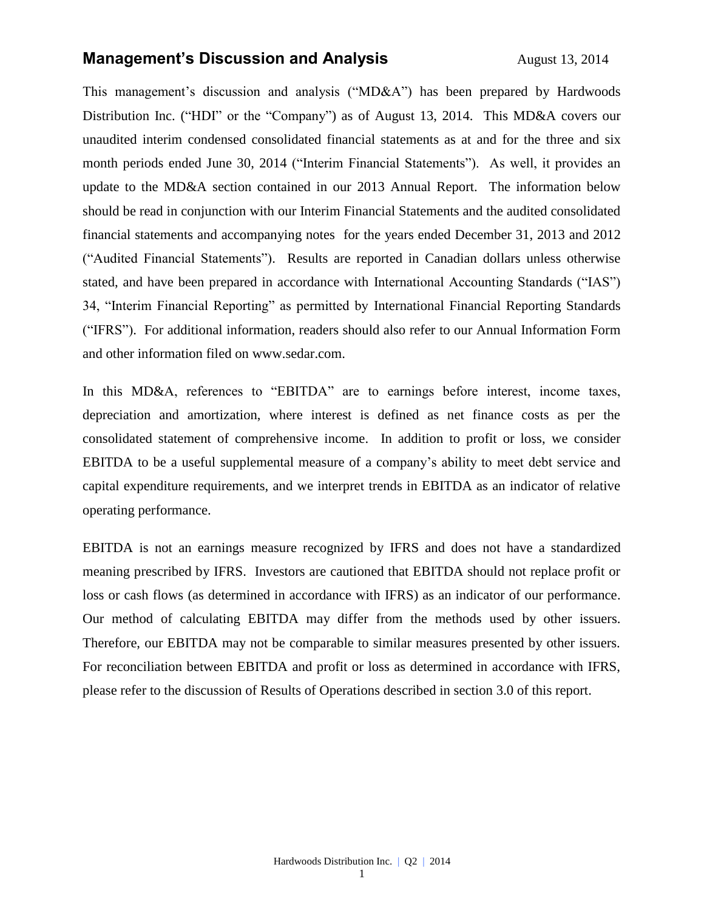# Management's Discussion and Analysis

August 13, 2014

This management's discussion and analysis ("MD&A") has been prepared by Hardwoods Distribution Inc. ("HDI" or the "Company") as of August 13, 2014. This MD&A covers our unaudited interim condensed consolidated financial statements as at and for the three and six month periods ended June 30, 2014 ("Interim Financial Statements"). As well, it provides an update to the MD&A section contained in our 2013 Annual Report. The information below should be read in conjunction with our Interim Financial Statements and the audited consolidated financial statements and accompanying notes for the years ended December 31, 2013 and 2012 ("Audited Financial Statements"). Results are reported in Canadian dollars unless otherwise stated, and have been prepared in accordance with International Accounting Standards ("IAS") 34, "Interim Financial Reporting" as permitted by International Financial Reporting Standards ("IFRS"). For additional information, readers should also refer to our Annual Information Form and other information filed on www.sedar.com.

In this MD&A, references to "EBITDA" are to earnings before interest, income taxes, depreciation and amortization, where interest is defined as net finance costs as per the consolidated statement of comprehensive income. In addition to profit or loss, we consider EBITDA to be a useful supplemental measure of a company's ability to meet debt service and capital expenditure requirements, and we interpret trends in EBITDA as an indicator of relative operating performance.

EBITDA is not an earnings measure recognized by IFRS and does not have a standardized meaning prescribed by IFRS. Investors are cautioned that EBITDA should not replace profit or loss or cash flows (as determined in accordance with IFRS) as an indicator of our performance. Our method of calculating EBITDA may differ from the methods used by other issuers. Therefore, our EBITDA may not be comparable to similar measures presented by other issuers. For reconciliation between EBITDA and profit or loss as determined in accordance with IFRS, please refer to the discussion of Results of Operations described in section 3.0 of this report.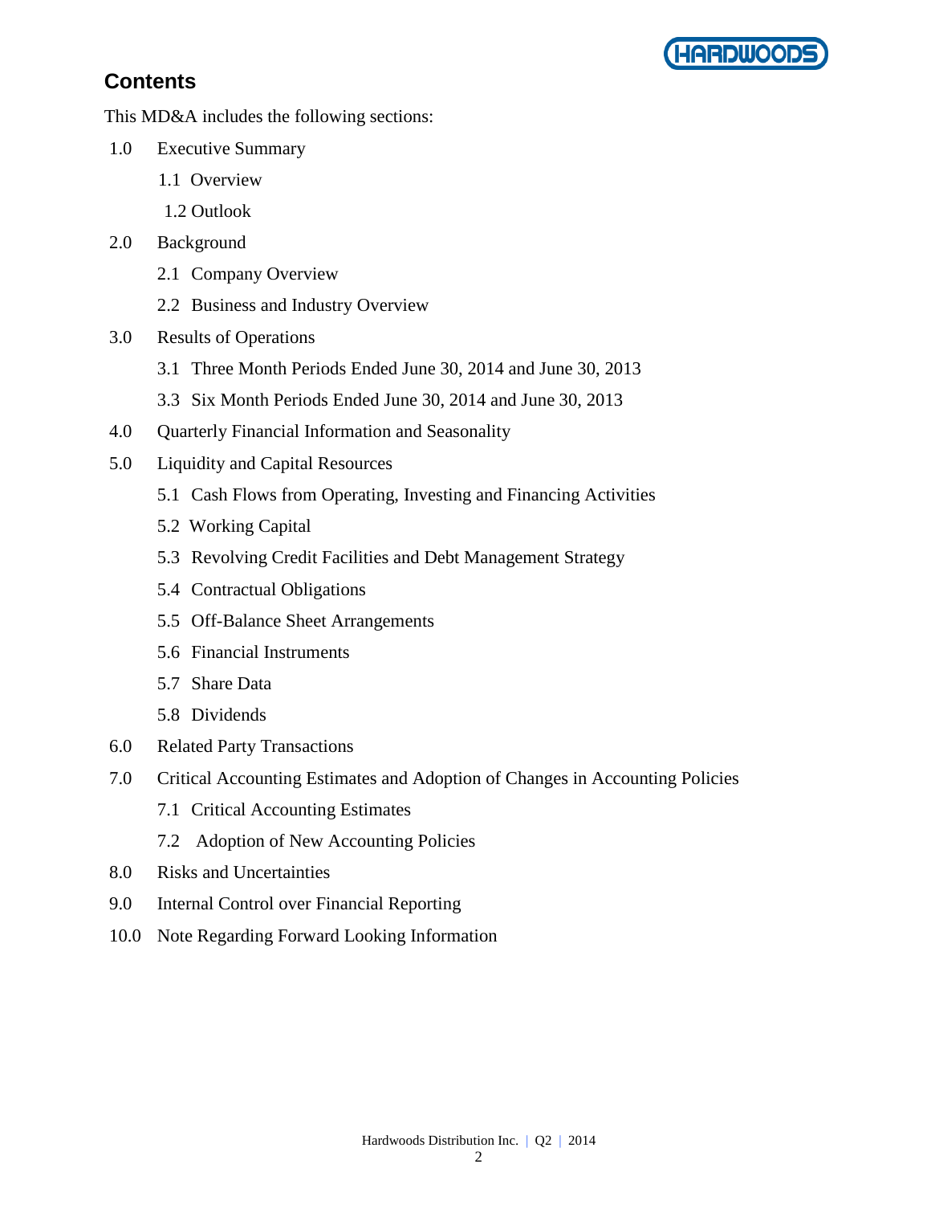## Contents

This MD&A includes the following sections:

1.0 Executive Summary

- 1.1 Overview
- 1.2 Outlook

2.0 Background

- 2.1 Company Overview
- 2.2 Business and Industry Overview

3.0 Results of Operations

- 3.1 Three Month Periods Ended June 30, 2014 and June 30, 2013
- 3.3 Six Month Periods Ended June 30, 2014 and June 30, 2013

4.0 Quarterly Financial Information and Seasonality

5.0 Liquidity and Capital Resources

- 5.1 Cash Flows from Operating, Investing and Financing Activities
- 5.2 Working Capital
- 5.3 Revolving Credit Facilities and Debt Management Strategy
- 5.4 Contractual Obligations
- 5.5 Off-Balance Sheet Arrangements
- 5.6 Financial Instruments
- 5.7 Share Data
- 5.8 Dividends

6.0 Related Party Transactions

7.0 Critical Accounting Estimates and Adoption of Changes in Accounting Policies

- 7.1 Critical Accounting Estimates
- 7.2 Adoption of New Accounting Policies

8.0 Risks and Uncertainties

9.0 Internal Control over Financial Reporting

10.0 Note Regarding Forward Looking Information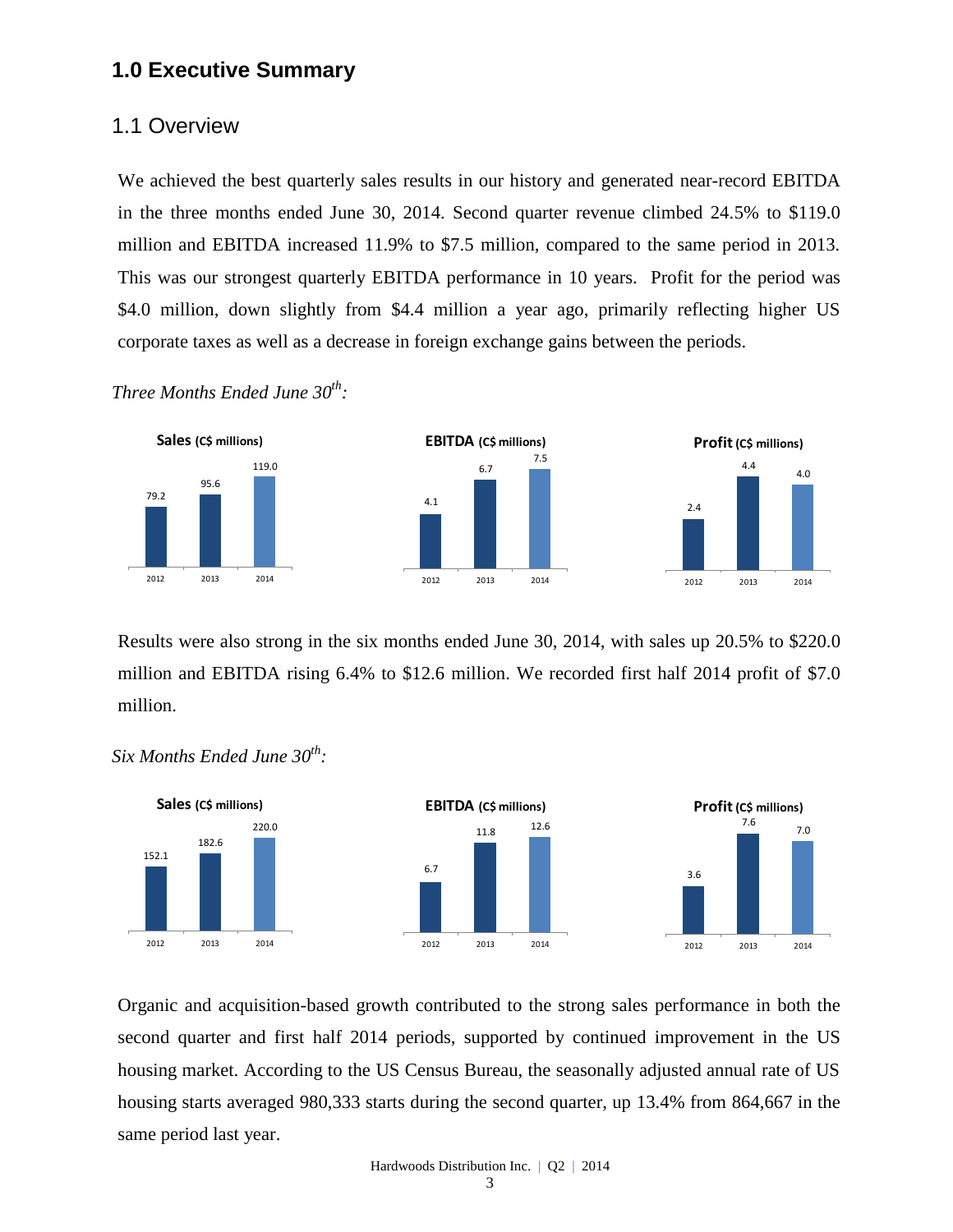# 1.0 Executive Summary

## 1.1 Overview

We achieved the best quarterly sales results in our history and generated near-record EBITDA in the three months ended June 30, 2014. Second quarter revenue climbed 24.5% to $119.0 million and EBITDA increased 11.9% to $7.5 million, compared to the same period in 2013. This was our strongest quarterly EBITDA performance in 10 years. Profit for the period was $4.0 million, down slightly from $4.4 million a year ago, primarily reflecting higher US corporate taxes as well as a decrease in foreign exchange gains between the periods.

*Three Months Ended June 30th:*

| | 2012 | 2013 | 2014 |
|---|---|---|---|
| **Sales** (C$ millions) | 79.2 | 95.6 | 119.0 |
| **EBITDA** (C$ millions) | 4.1 | 6.7 | 7.5 |
| **Profit** (C$ millions) | 2.4 | 4.4 | 4.0 |

Results were also strong in the six months ended June 30, 2014, with sales up 20.5% to $220.0 million and EBITDA rising 6.4% to $12.6 million. We recorded first half 2014 profit of $7.0 million.

*Six Months Ended June 30th:*

| | 2012 | 2013 | 2014 |
|---|---|---|---|
| **Sales** (C$ millions) | 152.1 | 182.6 | 220.0 |
| **EBITDA** (C$ millions) | 6.7 | 11.8 | 12.6 |
| **Profit** (C$ millions) | 3.6 | 7.6 | 7.0 |

Organic and acquisition-based growth contributed to the strong sales performance in both the second quarter and first half 2014 periods, supported by continued improvement in the US housing market. According to the US Census Bureau, the seasonally adjusted annual rate of US housing starts averaged 980,333 starts during the second quarter, up 13.4% from 864,667 in the same period last year.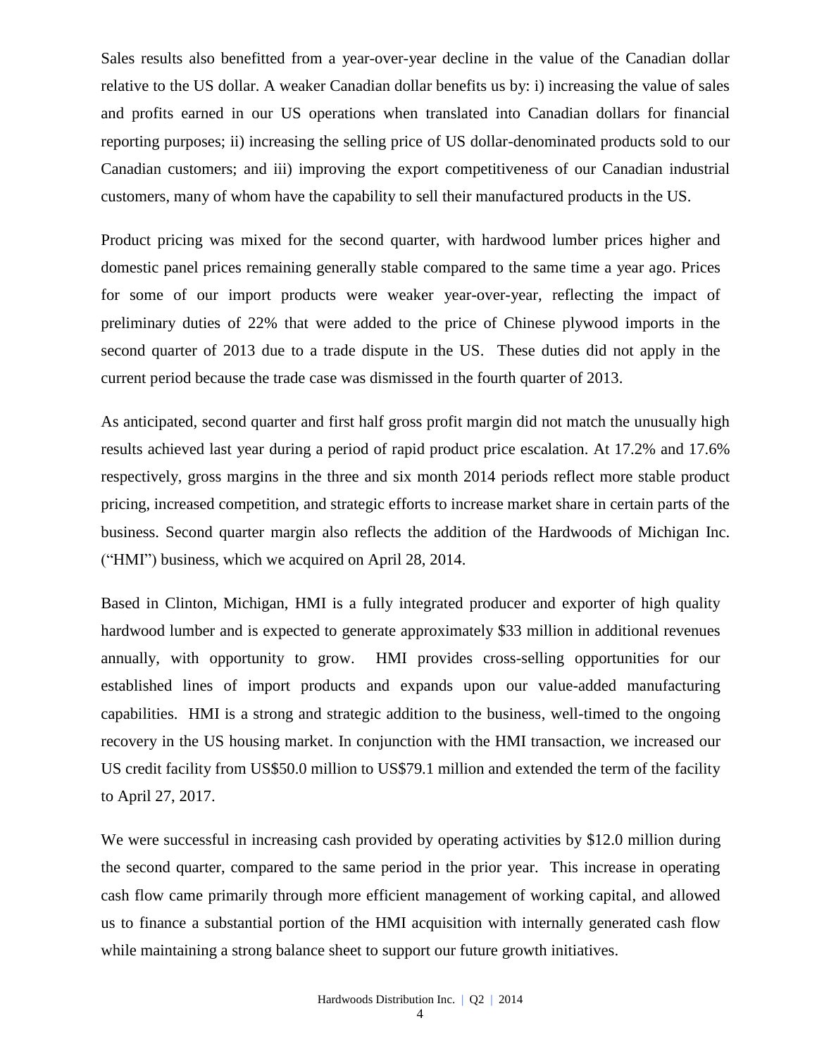Sales results also benefitted from a year-over-year decline in the value of the Canadian dollar relative to the US dollar. A weaker Canadian dollar benefits us by: i) increasing the value of sales and profits earned in our US operations when translated into Canadian dollars for financial reporting purposes; ii) increasing the selling price of US dollar-denominated products sold to our Canadian customers; and iii) improving the export competitiveness of our Canadian industrial customers, many of whom have the capability to sell their manufactured products in the US.

Product pricing was mixed for the second quarter, with hardwood lumber prices higher and domestic panel prices remaining generally stable compared to the same time a year ago. Prices for some of our import products were weaker year-over-year, reflecting the impact of preliminary duties of 22% that were added to the price of Chinese plywood imports in the second quarter of 2013 due to a trade dispute in the US. These duties did not apply in the current period because the trade case was dismissed in the fourth quarter of 2013.

As anticipated, second quarter and first half gross profit margin did not match the unusually high results achieved last year during a period of rapid product price escalation. At 17.2% and 17.6% respectively, gross margins in the three and six month 2014 periods reflect more stable product pricing, increased competition, and strategic efforts to increase market share in certain parts of the business. Second quarter margin also reflects the addition of the Hardwoods of Michigan Inc. ("HMI") business, which we acquired on April 28, 2014.

Based in Clinton, Michigan, HMI is a fully integrated producer and exporter of high quality hardwood lumber and is expected to generate approximately $33 million in additional revenues annually, with opportunity to grow. HMI provides cross-selling opportunities for our established lines of import products and expands upon our value-added manufacturing capabilities. HMI is a strong and strategic addition to the business, well-timed to the ongoing recovery in the US housing market. In conjunction with the HMI transaction, we increased our US credit facility from US$50.0 million to US$79.1 million and extended the term of the facility to April 27, 2017.

We were successful in increasing cash provided by operating activities by $12.0 million during the second quarter, compared to the same period in the prior year. This increase in operating cash flow came primarily through more efficient management of working capital, and allowed us to finance a substantial portion of the HMI acquisition with internally generated cash flow while maintaining a strong balance sheet to support our future growth initiatives.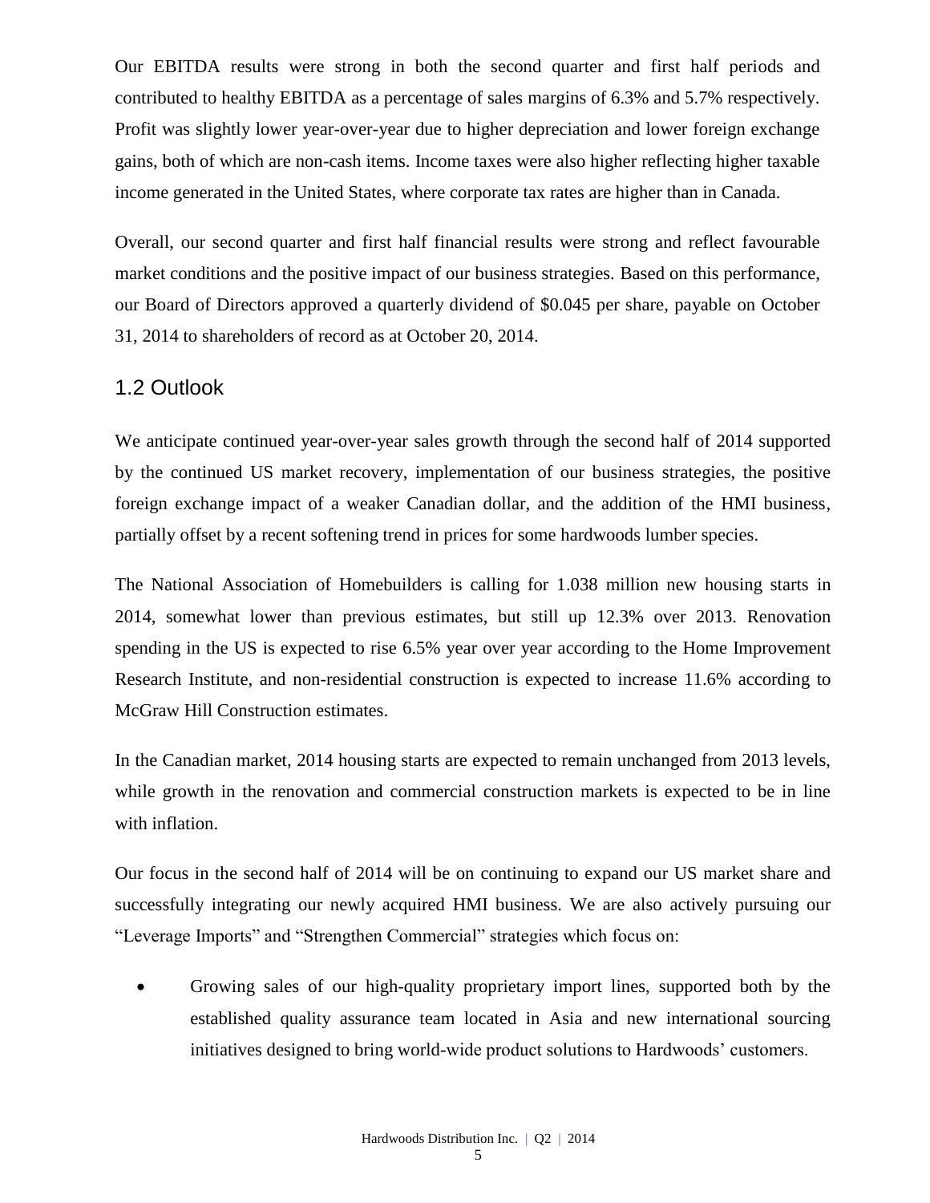Our EBITDA results were strong in both the second quarter and first half periods and contributed to healthy EBITDA as a percentage of sales margins of 6.3% and 5.7% respectively. Profit was slightly lower year-over-year due to higher depreciation and lower foreign exchange gains, both of which are non-cash items. Income taxes were also higher reflecting higher taxable income generated in the United States, where corporate tax rates are higher than in Canada.

Overall, our second quarter and first half financial results were strong and reflect favourable market conditions and the positive impact of our business strategies. Based on this performance, our Board of Directors approved a quarterly dividend of $0.045 per share, payable on October 31, 2014 to shareholders of record as at October 20, 2014.

## 1.2 Outlook

We anticipate continued year-over-year sales growth through the second half of 2014 supported by the continued US market recovery, implementation of our business strategies, the positive foreign exchange impact of a weaker Canadian dollar, and the addition of the HMI business, partially offset by a recent softening trend in prices for some hardwoods lumber species.

The National Association of Homebuilders is calling for 1.038 million new housing starts in 2014, somewhat lower than previous estimates, but still up 12.3% over 2013. Renovation spending in the US is expected to rise 6.5% year over year according to the Home Improvement Research Institute, and non-residential construction is expected to increase 11.6% according to McGraw Hill Construction estimates.

In the Canadian market, 2014 housing starts are expected to remain unchanged from 2013 levels, while growth in the renovation and commercial construction markets is expected to be in line with inflation.

Our focus in the second half of 2014 will be on continuing to expand our US market share and successfully integrating our newly acquired HMI business. We are also actively pursuing our "Leverage Imports" and "Strengthen Commercial" strategies which focus on:

- Growing sales of our high-quality proprietary import lines, supported both by the established quality assurance team located in Asia and new international sourcing initiatives designed to bring world-wide product solutions to Hardwoods' customers.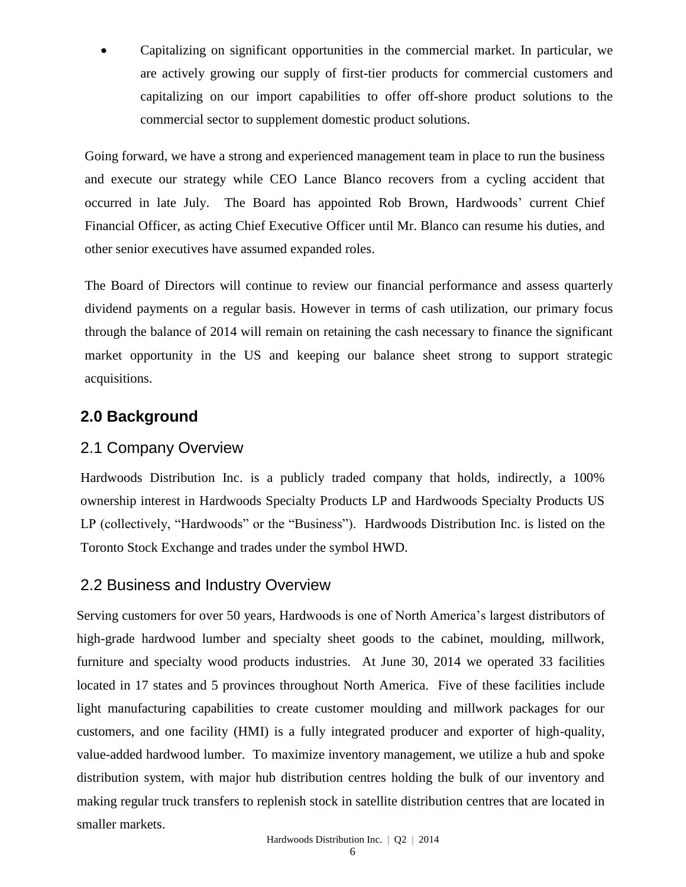- Capitalizing on significant opportunities in the commercial market. In particular, we are actively growing our supply of first-tier products for commercial customers and capitalizing on our import capabilities to offer off-shore product solutions to the commercial sector to supplement domestic product solutions.

Going forward, we have a strong and experienced management team in place to run the business and execute our strategy while CEO Lance Blanco recovers from a cycling accident that occurred in late July. The Board has appointed Rob Brown, Hardwoods' current Chief Financial Officer, as acting Chief Executive Officer until Mr. Blanco can resume his duties, and other senior executives have assumed expanded roles.

The Board of Directors will continue to review our financial performance and assess quarterly dividend payments on a regular basis. However in terms of cash utilization, our primary focus through the balance of 2014 will remain on retaining the cash necessary to finance the significant market opportunity in the US and keeping our balance sheet strong to support strategic acquisitions.

## 2.0 Background

### 2.1 Company Overview

Hardwoods Distribution Inc. is a publicly traded company that holds, indirectly, a 100% ownership interest in Hardwoods Specialty Products LP and Hardwoods Specialty Products US LP (collectively, "Hardwoods" or the "Business"). Hardwoods Distribution Inc. is listed on the Toronto Stock Exchange and trades under the symbol HWD.

### 2.2 Business and Industry Overview

Serving customers for over 50 years, Hardwoods is one of North America's largest distributors of high-grade hardwood lumber and specialty sheet goods to the cabinet, moulding, millwork, furniture and specialty wood products industries. At June 30, 2014 we operated 33 facilities located in 17 states and 5 provinces throughout North America. Five of these facilities include light manufacturing capabilities to create customer moulding and millwork packages for our customers, and one facility (HMI) is a fully integrated producer and exporter of high-quality, value-added hardwood lumber. To maximize inventory management, we utilize a hub and spoke distribution system, with major hub distribution centres holding the bulk of our inventory and making regular truck transfers to replenish stock in satellite distribution centres that are located in smaller markets.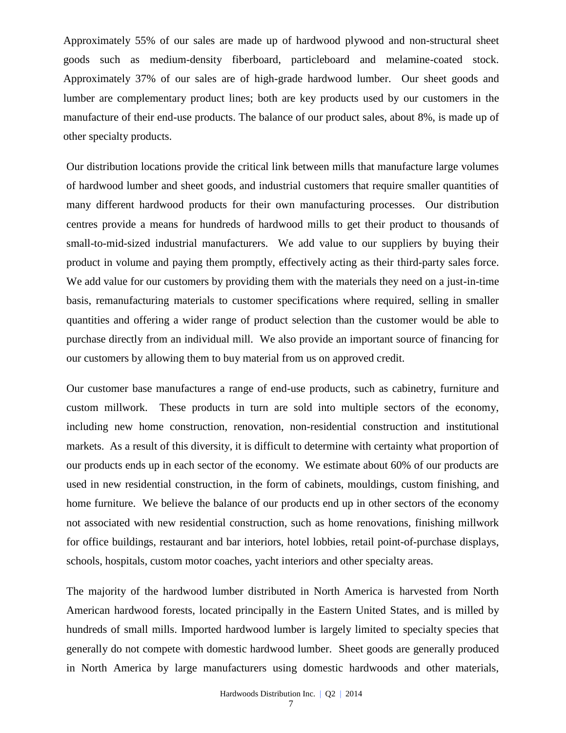Approximately 55% of our sales are made up of hardwood plywood and non-structural sheet goods such as medium-density fiberboard, particleboard and melamine-coated stock. Approximately 37% of our sales are of high-grade hardwood lumber. Our sheet goods and lumber are complementary product lines; both are key products used by our customers in the manufacture of their end-use products. The balance of our product sales, about 8%, is made up of other specialty products.

Our distribution locations provide the critical link between mills that manufacture large volumes of hardwood lumber and sheet goods, and industrial customers that require smaller quantities of many different hardwood products for their own manufacturing processes. Our distribution centres provide a means for hundreds of hardwood mills to get their product to thousands of small-to-mid-sized industrial manufacturers. We add value to our suppliers by buying their product in volume and paying them promptly, effectively acting as their third-party sales force. We add value for our customers by providing them with the materials they need on a just-in-time basis, remanufacturing materials to customer specifications where required, selling in smaller quantities and offering a wider range of product selection than the customer would be able to purchase directly from an individual mill. We also provide an important source of financing for our customers by allowing them to buy material from us on approved credit.

Our customer base manufactures a range of end-use products, such as cabinetry, furniture and custom millwork. These products in turn are sold into multiple sectors of the economy, including new home construction, renovation, non-residential construction and institutional markets. As a result of this diversity, it is difficult to determine with certainty what proportion of our products ends up in each sector of the economy. We estimate about 60% of our products are used in new residential construction, in the form of cabinets, mouldings, custom finishing, and home furniture. We believe the balance of our products end up in other sectors of the economy not associated with new residential construction, such as home renovations, finishing millwork for office buildings, restaurant and bar interiors, hotel lobbies, retail point-of-purchase displays, schools, hospitals, custom motor coaches, yacht interiors and other specialty areas.

The majority of the hardwood lumber distributed in North America is harvested from North American hardwood forests, located principally in the Eastern United States, and is milled by hundreds of small mills. Imported hardwood lumber is largely limited to specialty species that generally do not compete with domestic hardwood lumber. Sheet goods are generally produced in North America by large manufacturers using domestic hardwoods and other materials,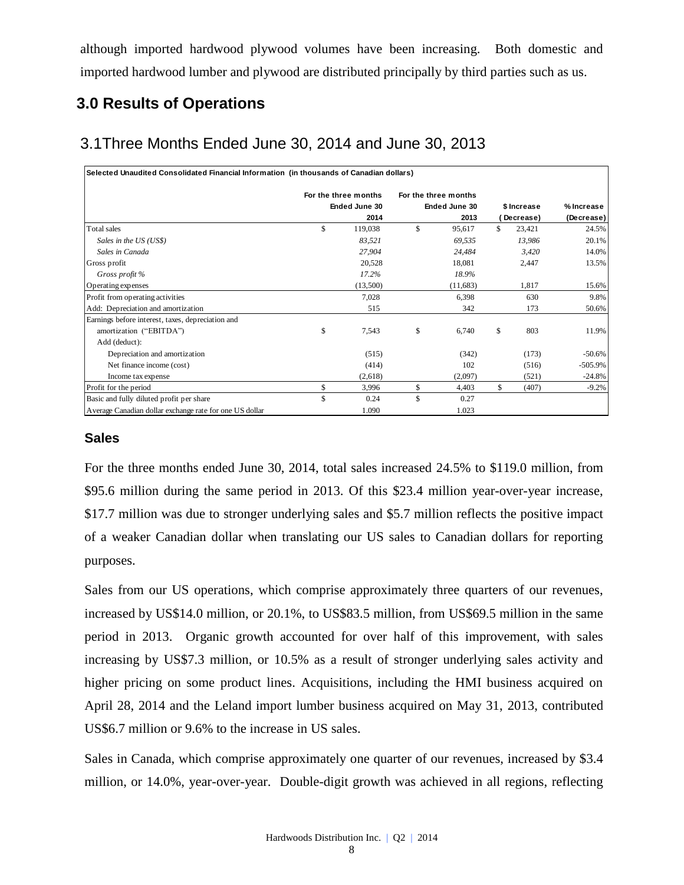although imported hardwood plywood volumes have been increasing. Both domestic and imported hardwood lumber and plywood are distributed principally by third parties such as us.

## 3.0 Results of Operations

### 3.1Three Months Ended June 30, 2014 and June 30, 2013

**Selected Unaudited Consolidated Financial Information (in thousands of Canadian dollars)**

| | For the three months Ended June 30 2014 | For the three months Ended June 30 2013 | $ Increase (Decrease) | % Increase (Decrease) |
|---|---|---|---|---|
| Total sales | $ 119,038 | $ 95,617 | $ 23,421 | 24.5% |
| *Sales in the US (US$)* | *83,521* | *69,535* | *13,986* | 20.1% |
| *Sales in Canada* | *27,904* | *24,484* | *3,420* | 14.0% |
| Gross profit | 20,528 | 18,081 | 2,447 | 13.5% |
| *Gross profit %* | *17.2%* | *18.9%* | | |
| Operating expenses | (13,500) | (11,683) | 1,817 | 15.6% |
| Profit from operating activities | 7,028 | 6,398 | 630 | 9.8% |
| Add: Depreciation and amortization | 515 | 342 | 173 | 50.6% |
| Earnings before interest, taxes, depreciation and amortization ("EBITDA") | $ 7,543 | $ 6,740 | $ 803 | 11.9% |
| Add (deduct): | | | | |
| Depreciation and amortization | (515) | (342) | (173) | -50.6% |
| Net finance income (cost) | (414) | 102 | (516) | -505.9% |
| Income tax expense | (2,618) | (2,097) | (521) | -24.8% |
| Profit for the period | $ 3,996 | $ 4,403 | $ (407) | -9.2% |
| Basic and fully diluted profit per share | $ 0.24 | $ 0.27 | | |
| Average Canadian dollar exchange rate for one US dollar | 1.090 | 1.023 | | |

#### Sales

For the three months ended June 30, 2014, total sales increased 24.5% to $119.0 million, from $95.6 million during the same period in 2013. Of this $23.4 million year-over-year increase, $17.7 million was due to stronger underlying sales and $5.7 million reflects the positive impact of a weaker Canadian dollar when translating our US sales to Canadian dollars for reporting purposes.

Sales from our US operations, which comprise approximately three quarters of our revenues, increased by US$14.0 million, or 20.1%, to US$83.5 million, from US$69.5 million in the same period in 2013. Organic growth accounted for over half of this improvement, with sales increasing by US$7.3 million, or 10.5% as a result of stronger underlying sales activity and higher pricing on some product lines. Acquisitions, including the HMI business acquired on April 28, 2014 and the Leland import lumber business acquired on May 31, 2013, contributed US$6.7 million or 9.6% to the increase in US sales.

Sales in Canada, which comprise approximately one quarter of our revenues, increased by $3.4 million, or 14.0%, year-over-year. Double-digit growth was achieved in all regions, reflecting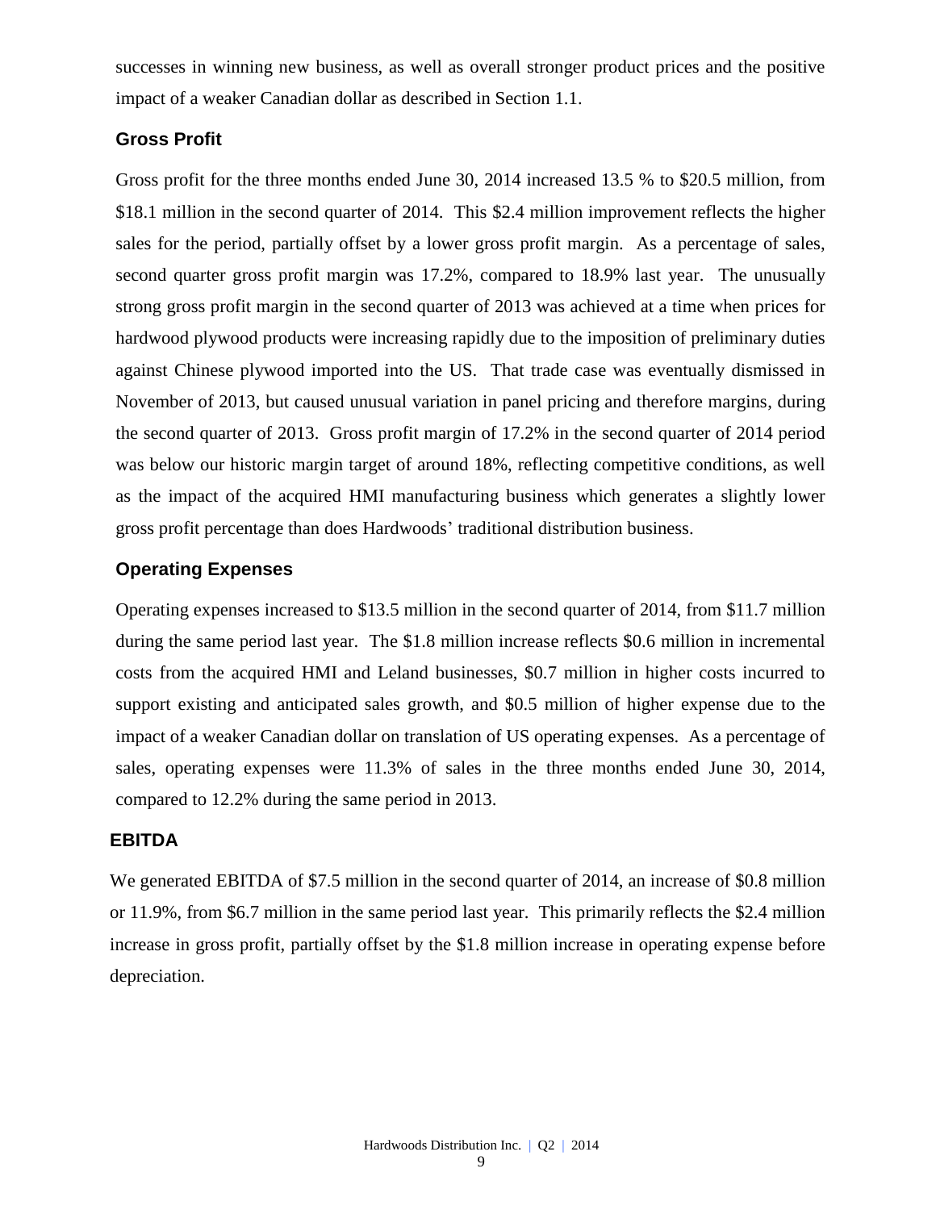successes in winning new business, as well as overall stronger product prices and the positive impact of a weaker Canadian dollar as described in Section 1.1.

### Gross Profit

Gross profit for the three months ended June 30, 2014 increased 13.5 % to $20.5 million, from $18.1 million in the second quarter of 2014. This $2.4 million improvement reflects the higher sales for the period, partially offset by a lower gross profit margin. As a percentage of sales, second quarter gross profit margin was 17.2%, compared to 18.9% last year. The unusually strong gross profit margin in the second quarter of 2013 was achieved at a time when prices for hardwood plywood products were increasing rapidly due to the imposition of preliminary duties against Chinese plywood imported into the US. That trade case was eventually dismissed in November of 2013, but caused unusual variation in panel pricing and therefore margins, during the second quarter of 2013. Gross profit margin of 17.2% in the second quarter of 2014 period was below our historic margin target of around 18%, reflecting competitive conditions, as well as the impact of the acquired HMI manufacturing business which generates a slightly lower gross profit percentage than does Hardwoods' traditional distribution business.

### Operating Expenses

Operating expenses increased to $13.5 million in the second quarter of 2014, from $11.7 million during the same period last year. The $1.8 million increase reflects $0.6 million in incremental costs from the acquired HMI and Leland businesses, $0.7 million in higher costs incurred to support existing and anticipated sales growth, and $0.5 million of higher expense due to the impact of a weaker Canadian dollar on translation of US operating expenses. As a percentage of sales, operating expenses were 11.3% of sales in the three months ended June 30, 2014, compared to 12.2% during the same period in 2013.

### EBITDA

We generated EBITDA of $7.5 million in the second quarter of 2014, an increase of $0.8 million or 11.9%, from $6.7 million in the same period last year. This primarily reflects the $2.4 million increase in gross profit, partially offset by the $1.8 million increase in operating expense before depreciation.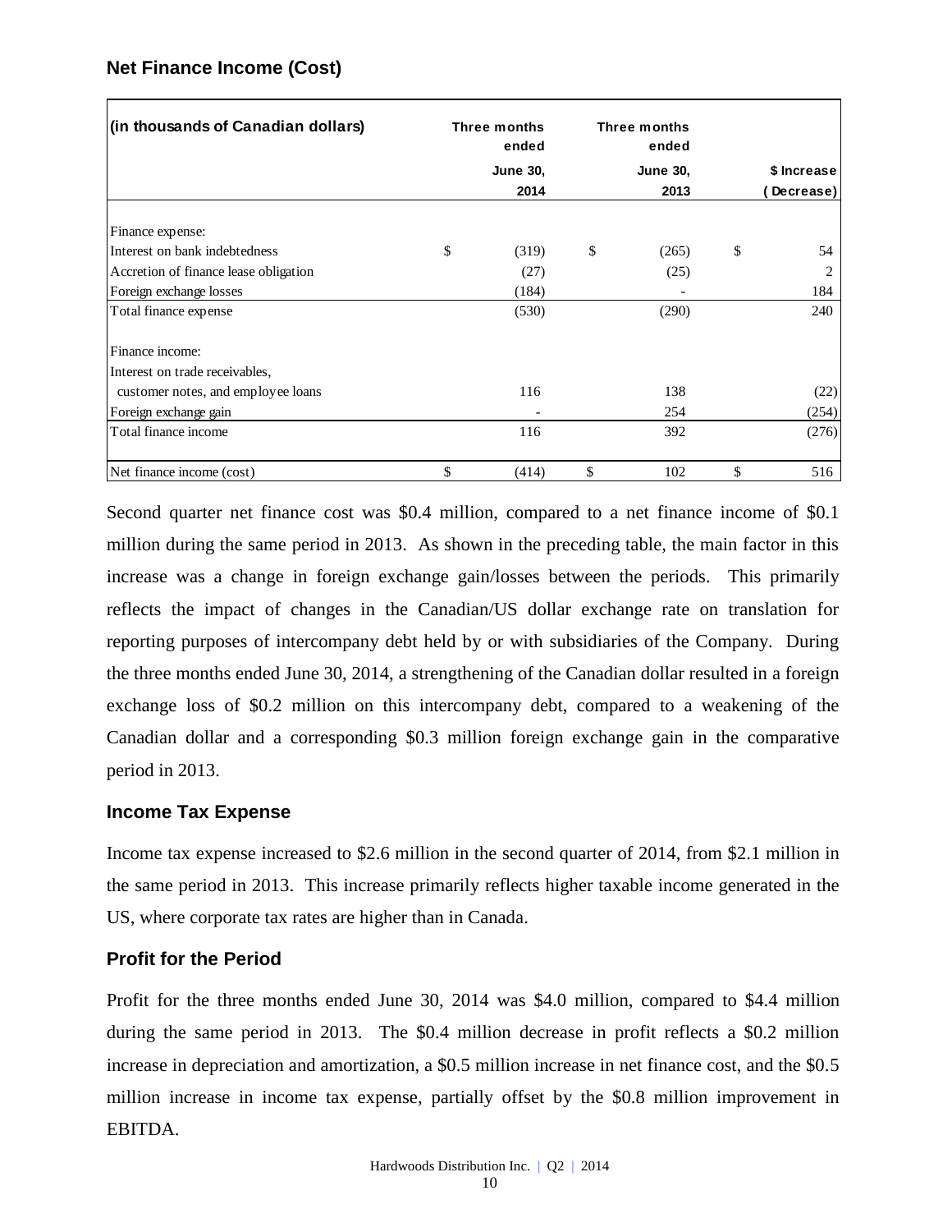## Net Finance Income (Cost)

| (in thousands of Canadian dollars) | Three months ended June 30, 2014 | Three months ended June 30, 2013 | $ Increase (Decrease) |
|---|---|---|---|
| Finance expense: | | | |
| Interest on bank indebtedness | $ (319) | $ (265) | $ 54 |
| Accretion of finance lease obligation | (27) | (25) | 2 |
| Foreign exchange losses | (184) | - | 184 |
| Total finance expense | (530) | (290) | 240 |
| Finance income: | | | |
| Interest on trade receivables, customer notes, and employee loans | 116 | 138 | (22) |
| Foreign exchange gain | - | 254 | (254) |
| Total finance income | 116 | 392 | (276) |
| Net finance income (cost) | $ (414) | $ 102 | $ 516 |

Second quarter net finance cost was $0.4 million, compared to a net finance income of $0.1 million during the same period in 2013. As shown in the preceding table, the main factor in this increase was a change in foreign exchange gain/losses between the periods. This primarily reflects the impact of changes in the Canadian/US dollar exchange rate on translation for reporting purposes of intercompany debt held by or with subsidiaries of the Company. During the three months ended June 30, 2014, a strengthening of the Canadian dollar resulted in a foreign exchange loss of $0.2 million on this intercompany debt, compared to a weakening of the Canadian dollar and a corresponding $0.3 million foreign exchange gain in the comparative period in 2013.

## Income Tax Expense

Income tax expense increased to $2.6 million in the second quarter of 2014, from $2.1 million in the same period in 2013. This increase primarily reflects higher taxable income generated in the US, where corporate tax rates are higher than in Canada.

## Profit for the Period

Profit for the three months ended June 30, 2014 was $4.0 million, compared to $4.4 million during the same period in 2013. The $0.4 million decrease in profit reflects a $0.2 million increase in depreciation and amortization, a $0.5 million increase in net finance cost, and the $0.5 million increase in income tax expense, partially offset by the $0.8 million improvement in EBITDA.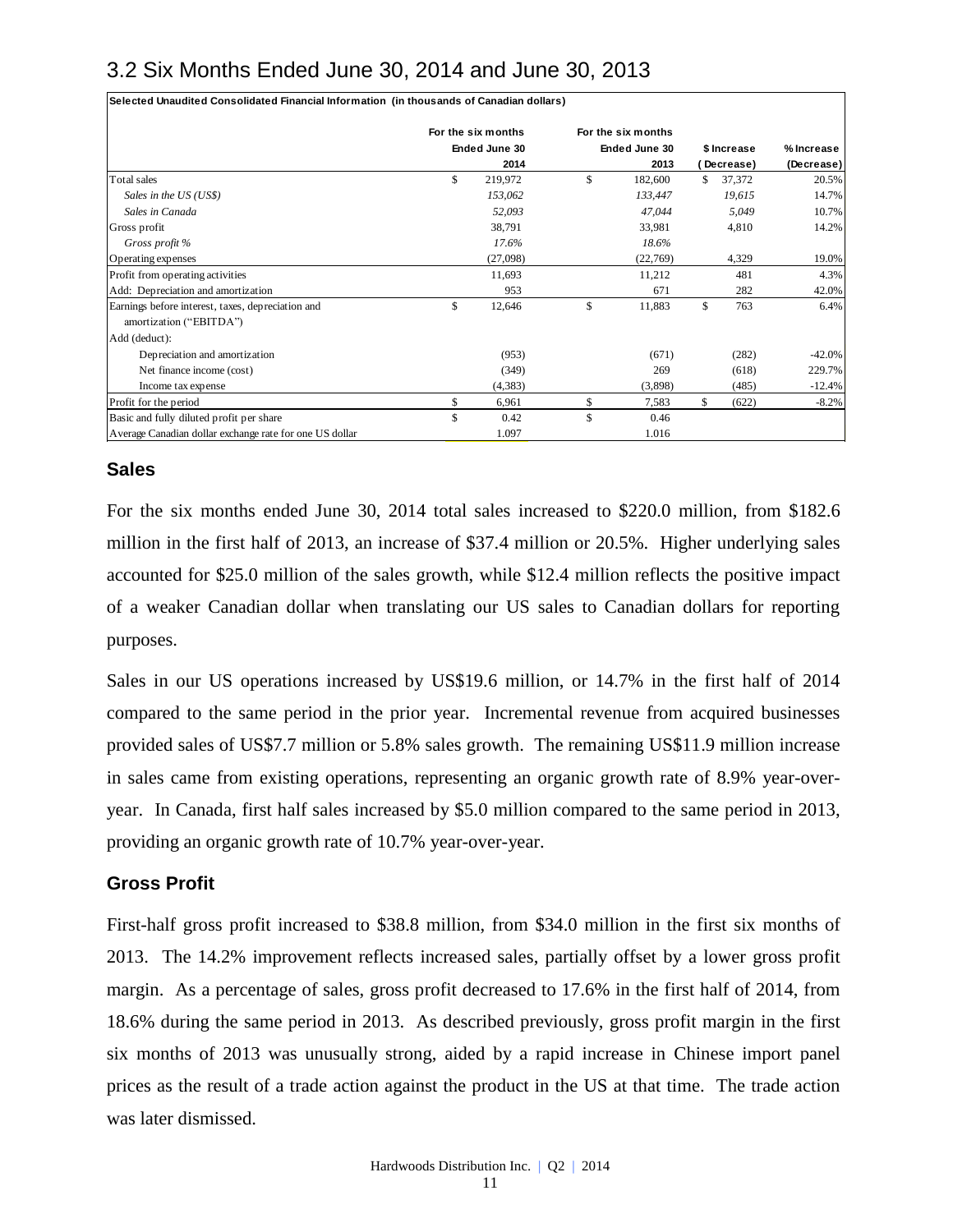## 3.2 Six Months Ended June 30, 2014 and June 30, 2013

**Selected Unaudited Consolidated Financial Information (in thousands of Canadian dollars)**

| | For the six months Ended June 30 2014 | For the six months Ended June 30 2013 | $ Increase (Decrease) | % Increase (Decrease) |
|---|---|---|---|---|
| Total sales | $ 219,972 | $ 182,600 | $ 37,372 | 20.5% |
| *Sales in the US (US$)* | *153,062* | *133,447* | *19,615* | 14.7% |
| *Sales in Canada* | *52,093* | *47,044* | *5,049* | 10.7% |
| Gross profit | 38,791 | 33,981 | 4,810 | 14.2% |
| *Gross profit %* | *17.6%* | *18.6%* | | |
| Operating expenses | (27,098) | (22,769) | 4,329 | 19.0% |
| Profit from operating activities | 11,693 | 11,212 | 481 | 4.3% |
| Add: Depreciation and amortization | 953 | 671 | 282 | 42.0% |
| Earnings before interest, taxes, depreciation and amortization ("EBITDA") | $ 12,646 | $ 11,883 | $ 763 | 6.4% |
| Add (deduct): | | | | |
| Depreciation and amortization | (953) | (671) | (282) | -42.0% |
| Net finance income (cost) | (349) | 269 | (618) | 229.7% |
| Income tax expense | (4,383) | (3,898) | (485) | -12.4% |
| Profit for the period | $ 6,961 | $ 7,583 | $ (622) | -8.2% |
| Basic and fully diluted profit per share | $ 0.42 | $ 0.46 | | |
| Average Canadian dollar exchange rate for one US dollar | 1.097 | 1.016 | | |

### Sales

For the six months ended June 30, 2014 total sales increased to $220.0 million, from $182.6 million in the first half of 2013, an increase of $37.4 million or 20.5%. Higher underlying sales accounted for $25.0 million of the sales growth, while $12.4 million reflects the positive impact of a weaker Canadian dollar when translating our US sales to Canadian dollars for reporting purposes.

Sales in our US operations increased by US$19.6 million, or 14.7% in the first half of 2014 compared to the same period in the prior year. Incremental revenue from acquired businesses provided sales of US$7.7 million or 5.8% sales growth. The remaining US$11.9 million increase in sales came from existing operations, representing an organic growth rate of 8.9% year-over-year. In Canada, first half sales increased by $5.0 million compared to the same period in 2013, providing an organic growth rate of 10.7% year-over-year.

### Gross Profit

First-half gross profit increased to $38.8 million, from $34.0 million in the first six months of 2013. The 14.2% improvement reflects increased sales, partially offset by a lower gross profit margin. As a percentage of sales, gross profit decreased to 17.6% in the first half of 2014, from 18.6% during the same period in 2013. As described previously, gross profit margin in the first six months of 2013 was unusually strong, aided by a rapid increase in Chinese import panel prices as the result of a trade action against the product in the US at that time. The trade action was later dismissed.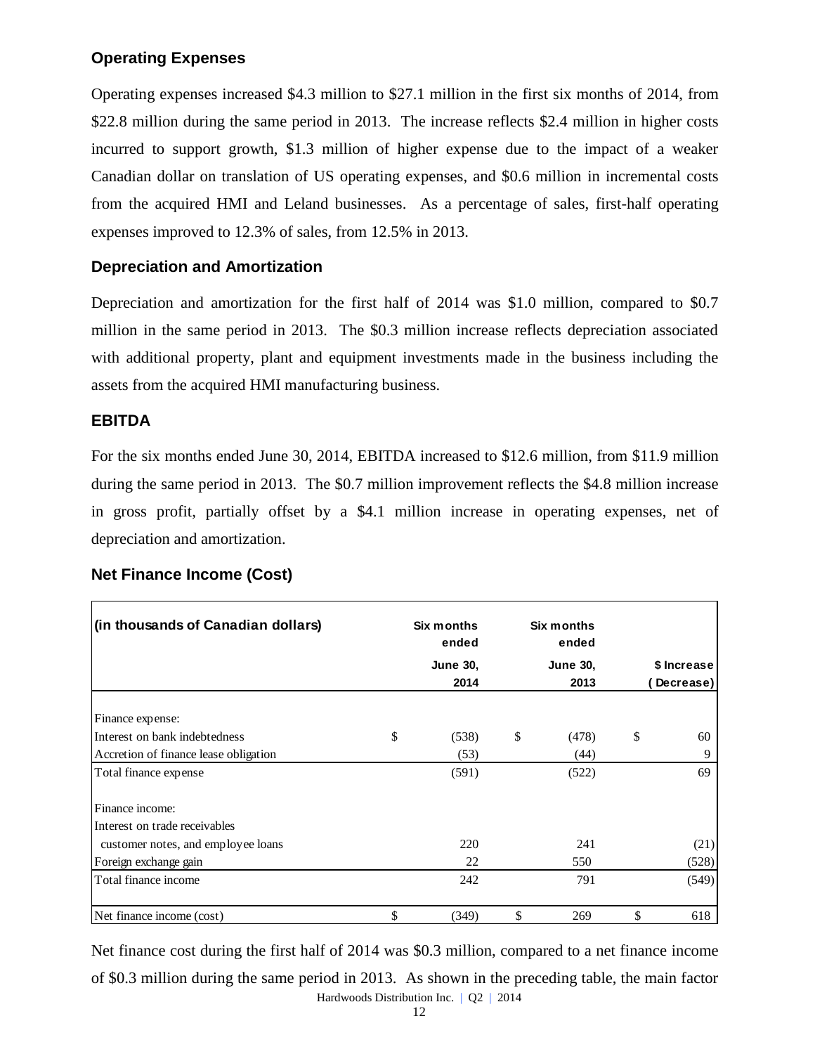## Operating Expenses

Operating expenses increased $4.3 million to $27.1 million in the first six months of 2014, from $22.8 million during the same period in 2013. The increase reflects $2.4 million in higher costs incurred to support growth, $1.3 million of higher expense due to the impact of a weaker Canadian dollar on translation of US operating expenses, and $0.6 million in incremental costs from the acquired HMI and Leland businesses. As a percentage of sales, first-half operating expenses improved to 12.3% of sales, from 12.5% in 2013.

## Depreciation and Amortization

Depreciation and amortization for the first half of 2014 was $1.0 million, compared to $0.7 million in the same period in 2013. The $0.3 million increase reflects depreciation associated with additional property, plant and equipment investments made in the business including the assets from the acquired HMI manufacturing business.

## EBITDA

For the six months ended June 30, 2014, EBITDA increased to $12.6 million, from $11.9 million during the same period in 2013. The $0.7 million improvement reflects the $4.8 million increase in gross profit, partially offset by a $4.1 million increase in operating expenses, net of depreciation and amortization.

## Net Finance Income (Cost)

| (in thousands of Canadian dollars) | Six months ended June 30, 2014 | Six months ended June 30, 2013 | $ Increase (Decrease) |
|---|---|---|---|
| Finance expense: | | | |
| Interest on bank indebtedness | $ (538) | $ (478) | $ 60 |
| Accretion of finance lease obligation | (53) | (44) | 9 |
| Total finance expense | (591) | (522) | 69 |
| Finance income: | | | |
| Interest on trade receivables customer notes, and employee loans | 220 | 241 | (21) |
| Foreign exchange gain | 22 | 550 | (528) |
| Total finance income | 242 | 791 | (549) |
| Net finance income (cost) | $ (349) | $ 269 | $ 618 |

Net finance cost during the first half of 2014 was $0.3 million, compared to a net finance income of $0.3 million during the same period in 2013. As shown in the preceding table, the main factor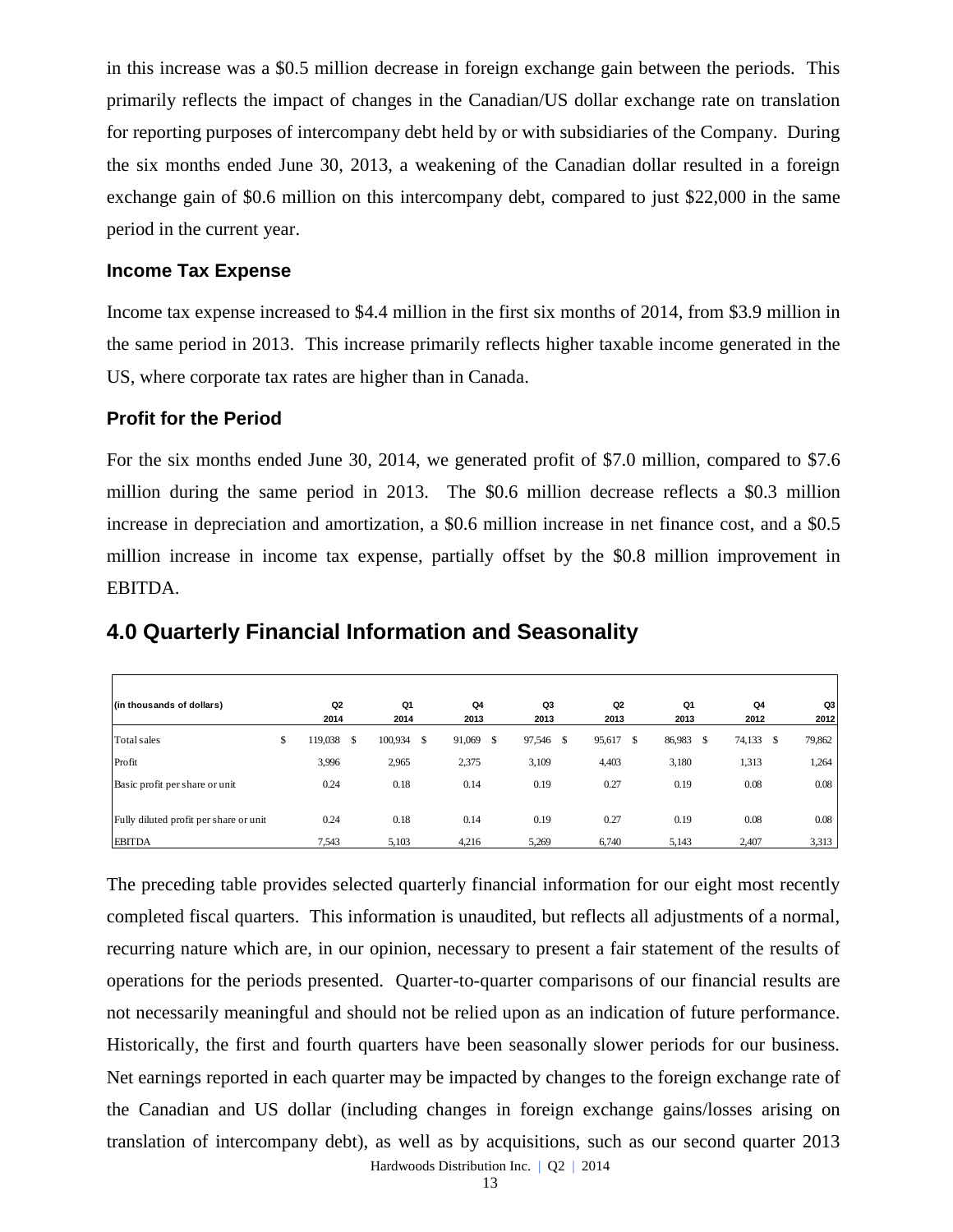in this increase was a $0.5 million decrease in foreign exchange gain between the periods. This primarily reflects the impact of changes in the Canadian/US dollar exchange rate on translation for reporting purposes of intercompany debt held by or with subsidiaries of the Company. During the six months ended June 30, 2013, a weakening of the Canadian dollar resulted in a foreign exchange gain of $0.6 million on this intercompany debt, compared to just $22,000 in the same period in the current year.

### Income Tax Expense

Income tax expense increased to $4.4 million in the first six months of 2014, from $3.9 million in the same period in 2013. This increase primarily reflects higher taxable income generated in the US, where corporate tax rates are higher than in Canada.

### Profit for the Period

For the six months ended June 30, 2014, we generated profit of $7.0 million, compared to $7.6 million during the same period in 2013. The $0.6 million decrease reflects a $0.3 million increase in depreciation and amortization, a $0.6 million increase in net finance cost, and a $0.5 million increase in income tax expense, partially offset by the $0.8 million improvement in EBITDA.

## 4.0 Quarterly Financial Information and Seasonality

| (in thousands of dollars) | Q2 2014 | Q1 2014 | Q4 2013 | Q3 2013 | Q2 2013 | Q1 2013 | Q4 2012 | Q3 2012 |
|---|---|---|---|---|---|---|---|---|
| Total sales | $ 119,038 | $ 100,934 | $ 91,069 | $ 97,546 | $ 95,617 | $ 86,983 | $ 74,133 | $ 79,862 |
| Profit | 3,996 | 2,965 | 2,375 | 3,109 | 4,403 | 3,180 | 1,313 | 1,264 |
| Basic profit per share or unit | 0.24 | 0.18 | 0.14 | 0.19 | 0.27 | 0.19 | 0.08 | 0.08 |
| Fully diluted profit per share or unit | 0.24 | 0.18 | 0.14 | 0.19 | 0.27 | 0.19 | 0.08 | 0.08 |
| EBITDA | 7,543 | 5,103 | 4,216 | 5,269 | 6,740 | 5,143 | 2,407 | 3,313 |

The preceding table provides selected quarterly financial information for our eight most recently completed fiscal quarters. This information is unaudited, but reflects all adjustments of a normal, recurring nature which are, in our opinion, necessary to present a fair statement of the results of operations for the periods presented. Quarter-to-quarter comparisons of our financial results are not necessarily meaningful and should not be relied upon as an indication of future performance. Historically, the first and fourth quarters have been seasonally slower periods for our business. Net earnings reported in each quarter may be impacted by changes to the foreign exchange rate of the Canadian and US dollar (including changes in foreign exchange gains/losses arising on translation of intercompany debt), as well as by acquisitions, such as our second quarter 2013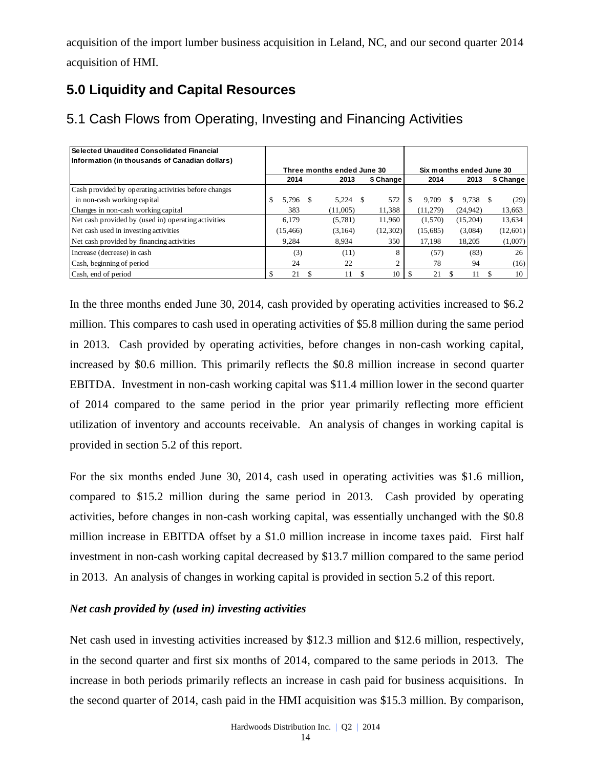acquisition of the import lumber business acquisition in Leland, NC, and our second quarter 2014 acquisition of HMI.

## 5.0 Liquidity and Capital Resources

### 5.1 Cash Flows from Operating, Investing and Financing Activities

| Selected Unaudited Consolidated Financial Information (in thousands of Canadian dollars) | Three months ended June 30 | | | Six months ended June 30 | | |
|---|---|---|---|---|---|---|
| | 2014 | 2013 | $ Change | 2014 | 2013 | $ Change |
| Cash provided by operating activities before changes in non-cash working capital | $ 5,796 | $ 5,224 | $ 572 | $ 9,709 | $ 9,738 | $ (29) |
| Changes in non-cash working capital | 383 | (11,005) | 11,388 | (11,279) | (24,942) | 13,663 |
| Net cash provided by (used in) operating activities | 6,179 | (5,781) | 11,960 | (1,570) | (15,204) | 13,634 |
| Net cash used in investing activities | (15,466) | (3,164) | (12,302) | (15,685) | (3,084) | (12,601) |
| Net cash provided by financing activities | 9,284 | 8,934 | 350 | 17,198 | 18,205 | (1,007) |
| Increase (decrease) in cash | (3) | (11) | 8 | (57) | (83) | 26 |
| Cash, beginning of period | 24 | 22 | 2 | 78 | 94 | (16) |
| Cash, end of period | $ 21 | $ 11 | $ 10 | $ 21 | $ 11 | $ 10 |

In the three months ended June 30, 2014, cash provided by operating activities increased to $6.2 million. This compares to cash used in operating activities of $5.8 million during the same period in 2013. Cash provided by operating activities, before changes in non-cash working capital, increased by $0.6 million. This primarily reflects the $0.8 million increase in second quarter EBITDA. Investment in non-cash working capital was $11.4 million lower in the second quarter of 2014 compared to the same period in the prior year primarily reflecting more efficient utilization of inventory and accounts receivable. An analysis of changes in working capital is provided in section 5.2 of this report.

For the six months ended June 30, 2014, cash used in operating activities was $1.6 million, compared to $15.2 million during the same period in 2013. Cash provided by operating activities, before changes in non-cash working capital, was essentially unchanged with the $0.8 million increase in EBITDA offset by a $1.0 million increase in income taxes paid. First half investment in non-cash working capital decreased by $13.7 million compared to the same period in 2013. An analysis of changes in working capital is provided in section 5.2 of this report.

***Net cash provided by (used in) investing activities***

Net cash used in investing activities increased by $12.3 million and $12.6 million, respectively, in the second quarter and first six months of 2014, compared to the same periods in 2013. The increase in both periods primarily reflects an increase in cash paid for business acquisitions. In the second quarter of 2014, cash paid in the HMI acquisition was $15.3 million. By comparison,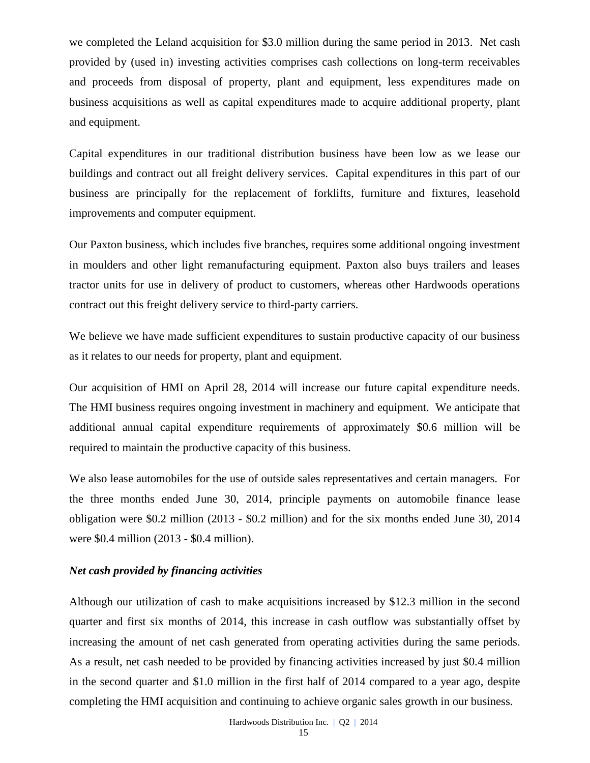we completed the Leland acquisition for $3.0 million during the same period in 2013. Net cash provided by (used in) investing activities comprises cash collections on long-term receivables and proceeds from disposal of property, plant and equipment, less expenditures made on business acquisitions as well as capital expenditures made to acquire additional property, plant and equipment.

Capital expenditures in our traditional distribution business have been low as we lease our buildings and contract out all freight delivery services. Capital expenditures in this part of our business are principally for the replacement of forklifts, furniture and fixtures, leasehold improvements and computer equipment.

Our Paxton business, which includes five branches, requires some additional ongoing investment in moulders and other light remanufacturing equipment. Paxton also buys trailers and leases tractor units for use in delivery of product to customers, whereas other Hardwoods operations contract out this freight delivery service to third-party carriers.

We believe we have made sufficient expenditures to sustain productive capacity of our business as it relates to our needs for property, plant and equipment.

Our acquisition of HMI on April 28, 2014 will increase our future capital expenditure needs. The HMI business requires ongoing investment in machinery and equipment. We anticipate that additional annual capital expenditure requirements of approximately $0.6 million will be required to maintain the productive capacity of this business.

We also lease automobiles for the use of outside sales representatives and certain managers. For the three months ended June 30, 2014, principle payments on automobile finance lease obligation were $0.2 million (2013 - $0.2 million) and for the six months ended June 30, 2014 were $0.4 million (2013 - $0.4 million).

*Net cash provided by financing activities*

Although our utilization of cash to make acquisitions increased by $12.3 million in the second quarter and first six months of 2014, this increase in cash outflow was substantially offset by increasing the amount of net cash generated from operating activities during the same periods. As a result, net cash needed to be provided by financing activities increased by just $0.4 million in the second quarter and $1.0 million in the first half of 2014 compared to a year ago, despite completing the HMI acquisition and continuing to achieve organic sales growth in our business.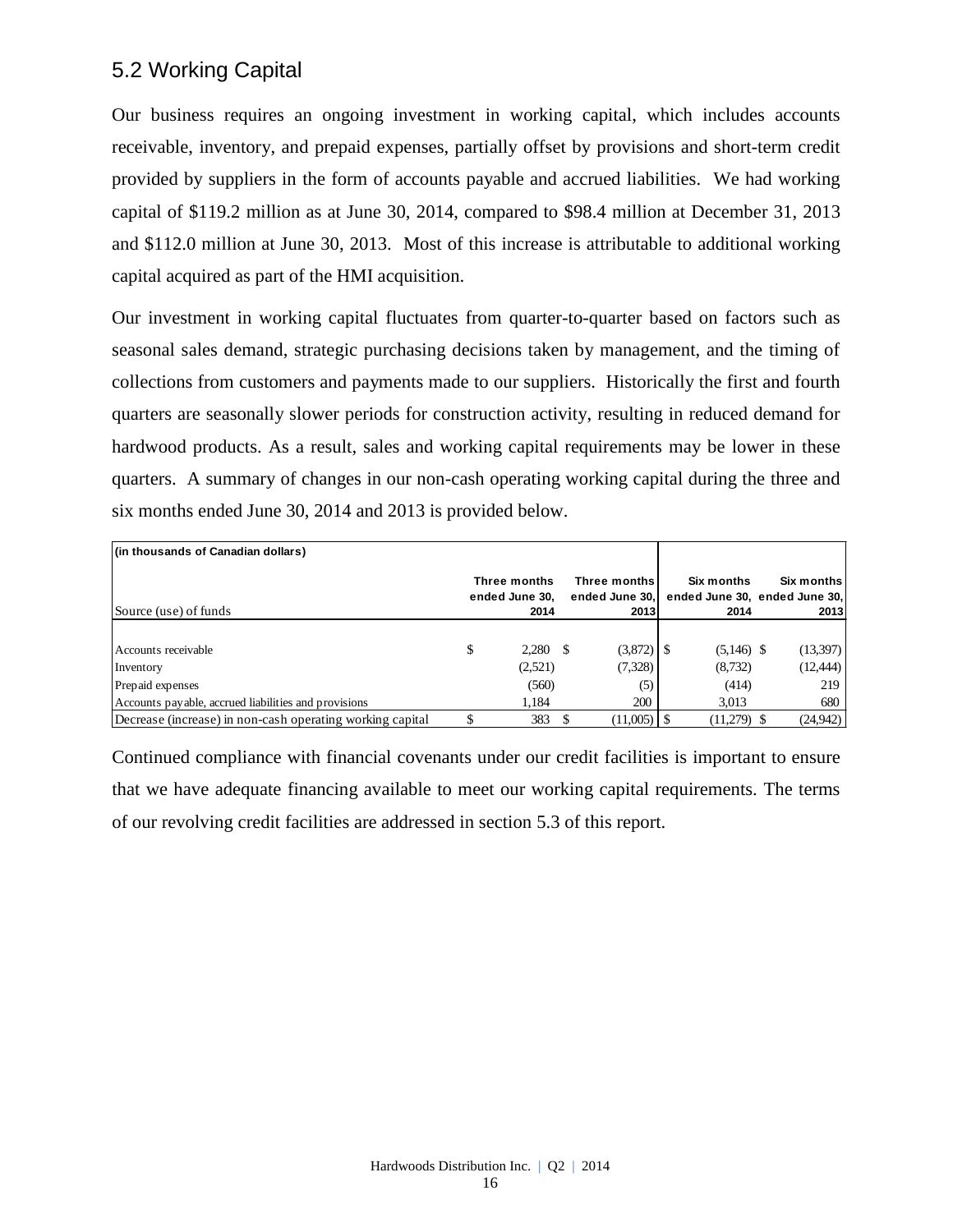## 5.2 Working Capital

Our business requires an ongoing investment in working capital, which includes accounts receivable, inventory, and prepaid expenses, partially offset by provisions and short-term credit provided by suppliers in the form of accounts payable and accrued liabilities. We had working capital of $119.2 million as at June 30, 2014, compared to $98.4 million at December 31, 2013 and $112.0 million at June 30, 2013. Most of this increase is attributable to additional working capital acquired as part of the HMI acquisition.

Our investment in working capital fluctuates from quarter-to-quarter based on factors such as seasonal sales demand, strategic purchasing decisions taken by management, and the timing of collections from customers and payments made to our suppliers. Historically the first and fourth quarters are seasonally slower periods for construction activity, resulting in reduced demand for hardwood products. As a result, sales and working capital requirements may be lower in these quarters. A summary of changes in our non-cash operating working capital during the three and six months ended June 30, 2014 and 2013 is provided below.

| (in thousands of Canadian dollars) | | | | |
|---|---|---|---|---|
| Source (use) of funds | Three months ended June 30, 2014 | Three months ended June 30, 2013 | Six months ended June 30, 2014 | Six months ended June 30, 2013 |
| Accounts receivable | $ 2,280 | $ (3,872) | $ (5,146) | $ (13,397) |
| Inventory | (2,521) | (7,328) | (8,732) | (12,444) |
| Prepaid expenses | (560) | (5) | (414) | 219 |
| Accounts payable, accrued liabilities and provisions | 1,184 | 200 | 3,013 | 680 |
| Decrease (increase) in non-cash operating working capital | $ 383 | $ (11,005) | $ (11,279) | $ (24,942) |

Continued compliance with financial covenants under our credit facilities is important to ensure that we have adequate financing available to meet our working capital requirements. The terms of our revolving credit facilities are addressed in section 5.3 of this report.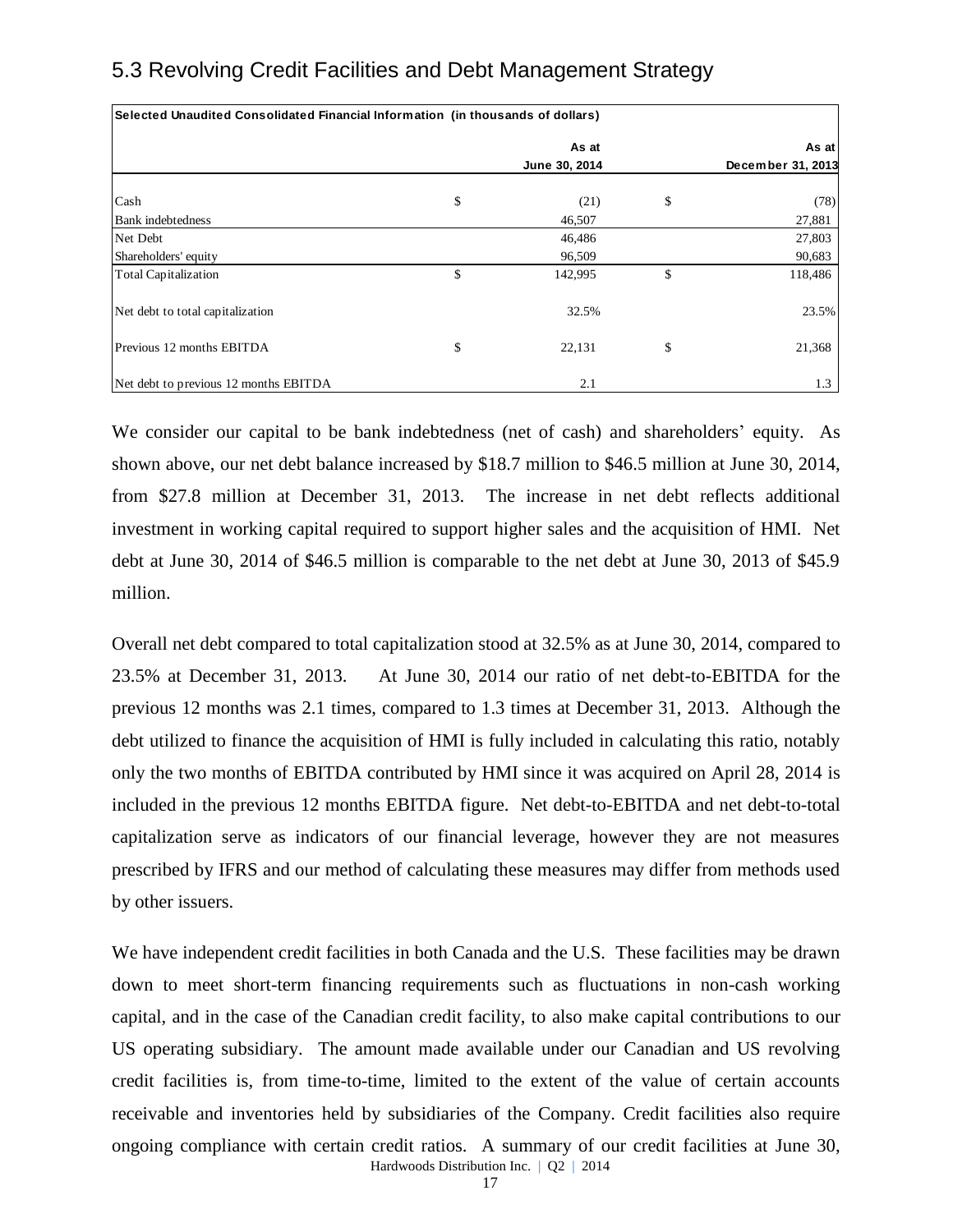## 5.3 Revolving Credit Facilities and Debt Management Strategy

| Selected Unaudited Consolidated Financial Information (in thousands of dollars) | | | | |
|---|---|---|---|---|
| | | As at June 30, 2014 | | As at December 31, 2013 |
| Cash | $ | (21) | $ | (78) |
| Bank indebtedness | | 46,507 | | 27,881 |
| Net Debt | | 46,486 | | 27,803 |
| Shareholders' equity | | 96,509 | | 90,683 |
| Total Capitalization | $ | 142,995 | $ | 118,486 |
| Net debt to total capitalization | | 32.5% | | 23.5% |
| Previous 12 months EBITDA | $ | 22,131 | $ | 21,368 |
| Net debt to previous 12 months EBITDA | | 2.1 | | 1.3 |

We consider our capital to be bank indebtedness (net of cash) and shareholders' equity. As shown above, our net debt balance increased by $18.7 million to $46.5 million at June 30, 2014, from $27.8 million at December 31, 2013. The increase in net debt reflects additional investment in working capital required to support higher sales and the acquisition of HMI. Net debt at June 30, 2014 of $46.5 million is comparable to the net debt at June 30, 2013 of $45.9 million.

Overall net debt compared to total capitalization stood at 32.5% as at June 30, 2014, compared to 23.5% at December 31, 2013. At June 30, 2014 our ratio of net debt-to-EBITDA for the previous 12 months was 2.1 times, compared to 1.3 times at December 31, 2013. Although the debt utilized to finance the acquisition of HMI is fully included in calculating this ratio, notably only the two months of EBITDA contributed by HMI since it was acquired on April 28, 2014 is included in the previous 12 months EBITDA figure. Net debt-to-EBITDA and net debt-to-total capitalization serve as indicators of our financial leverage, however they are not measures prescribed by IFRS and our method of calculating these measures may differ from methods used by other issuers.

We have independent credit facilities in both Canada and the U.S. These facilities may be drawn down to meet short-term financing requirements such as fluctuations in non-cash working capital, and in the case of the Canadian credit facility, to also make capital contributions to our US operating subsidiary. The amount made available under our Canadian and US revolving credit facilities is, from time-to-time, limited to the extent of the value of certain accounts receivable and inventories held by subsidiaries of the Company. Credit facilities also require ongoing compliance with certain credit ratios. A summary of our credit facilities at June 30,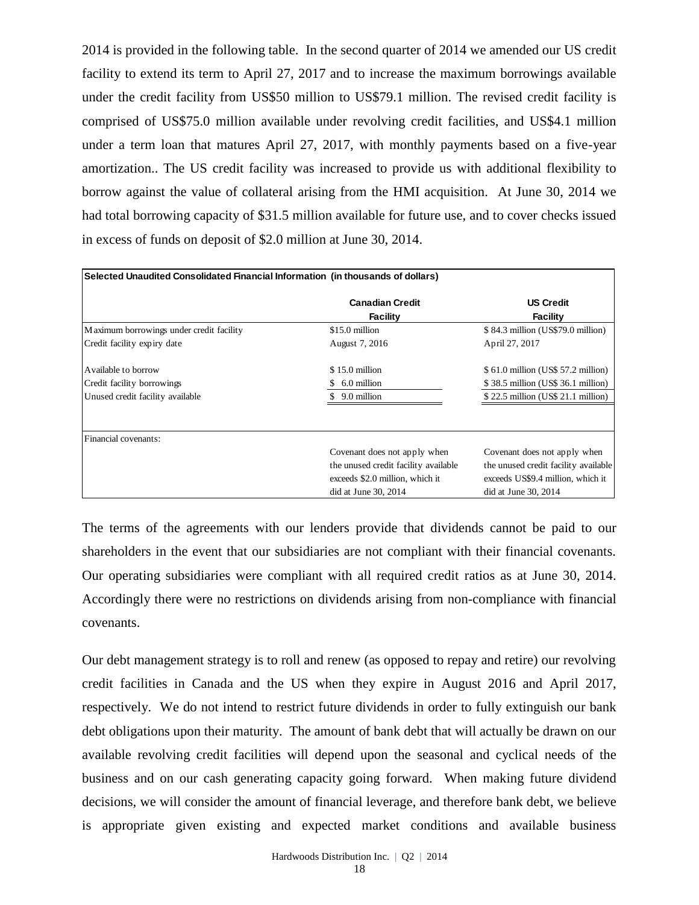2014 is provided in the following table. In the second quarter of 2014 we amended our US credit facility to extend its term to April 27, 2017 and to increase the maximum borrowings available under the credit facility from US$50 million to US$79.1 million. The revised credit facility is comprised of US$75.0 million available under revolving credit facilities, and US$4.1 million under a term loan that matures April 27, 2017, with monthly payments based on a five-year amortization.. The US credit facility was increased to provide us with additional flexibility to borrow against the value of collateral arising from the HMI acquisition. At June 30, 2014 we had total borrowing capacity of $31.5 million available for future use, and to cover checks issued in excess of funds on deposit of $2.0 million at June 30, 2014.

**Selected Unaudited Consolidated Financial Information (in thousands of dollars)**

| | Canadian Credit Facility | US Credit Facility |
|---|---|---|
| Maximum borrowings under credit facility | $15.0 million | $ 84.3 million (US$79.0 million) |
| Credit facility expiry date | August 7, 2016 | April 27, 2017 |
| Available to borrow | $ 15.0 million | $ 61.0 million (US$ 57.2 million) |
| Credit facility borrowings | $ 6.0 million | $ 38.5 million (US$ 36.1 million) |
| Unused credit facility available | $ 9.0 million | $ 22.5 million (US$ 21.1 million) |
| Financial covenants: | Covenant does not apply when the unused credit facility available exceeds $2.0 million, which it did at June 30, 2014 | Covenant does not apply when the unused credit facility available exceeds US$9.4 million, which it did at June 30, 2014 |

The terms of the agreements with our lenders provide that dividends cannot be paid to our shareholders in the event that our subsidiaries are not compliant with their financial covenants. Our operating subsidiaries were compliant with all required credit ratios as at June 30, 2014. Accordingly there were no restrictions on dividends arising from non-compliance with financial covenants.

Our debt management strategy is to roll and renew (as opposed to repay and retire) our revolving credit facilities in Canada and the US when they expire in August 2016 and April 2017, respectively. We do not intend to restrict future dividends in order to fully extinguish our bank debt obligations upon their maturity. The amount of bank debt that will actually be drawn on our available revolving credit facilities will depend upon the seasonal and cyclical needs of the business and on our cash generating capacity going forward. When making future dividend decisions, we will consider the amount of financial leverage, and therefore bank debt, we believe is appropriate given existing and expected market conditions and available business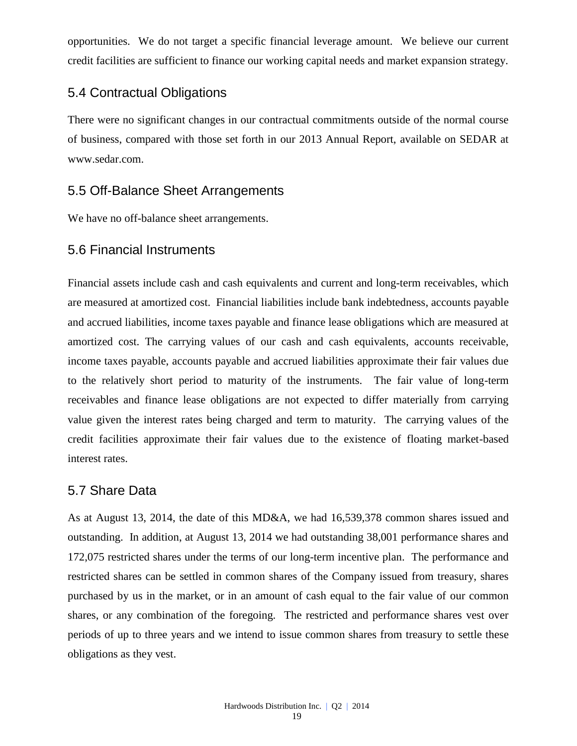opportunities. We do not target a specific financial leverage amount. We believe our current credit facilities are sufficient to finance our working capital needs and market expansion strategy.

## 5.4 Contractual Obligations

There were no significant changes in our contractual commitments outside of the normal course of business, compared with those set forth in our 2013 Annual Report, available on SEDAR at www.sedar.com.

## 5.5 Off-Balance Sheet Arrangements

We have no off-balance sheet arrangements.

## 5.6 Financial Instruments

Financial assets include cash and cash equivalents and current and long-term receivables, which are measured at amortized cost. Financial liabilities include bank indebtedness, accounts payable and accrued liabilities, income taxes payable and finance lease obligations which are measured at amortized cost. The carrying values of our cash and cash equivalents, accounts receivable, income taxes payable, accounts payable and accrued liabilities approximate their fair values due to the relatively short period to maturity of the instruments. The fair value of long-term receivables and finance lease obligations are not expected to differ materially from carrying value given the interest rates being charged and term to maturity. The carrying values of the credit facilities approximate their fair values due to the existence of floating market-based interest rates.

## 5.7 Share Data

As at August 13, 2014, the date of this MD&A, we had 16,539,378 common shares issued and outstanding. In addition, at August 13, 2014 we had outstanding 38,001 performance shares and 172,075 restricted shares under the terms of our long-term incentive plan. The performance and restricted shares can be settled in common shares of the Company issued from treasury, shares purchased by us in the market, or in an amount of cash equal to the fair value of our common shares, or any combination of the foregoing. The restricted and performance shares vest over periods of up to three years and we intend to issue common shares from treasury to settle these obligations as they vest.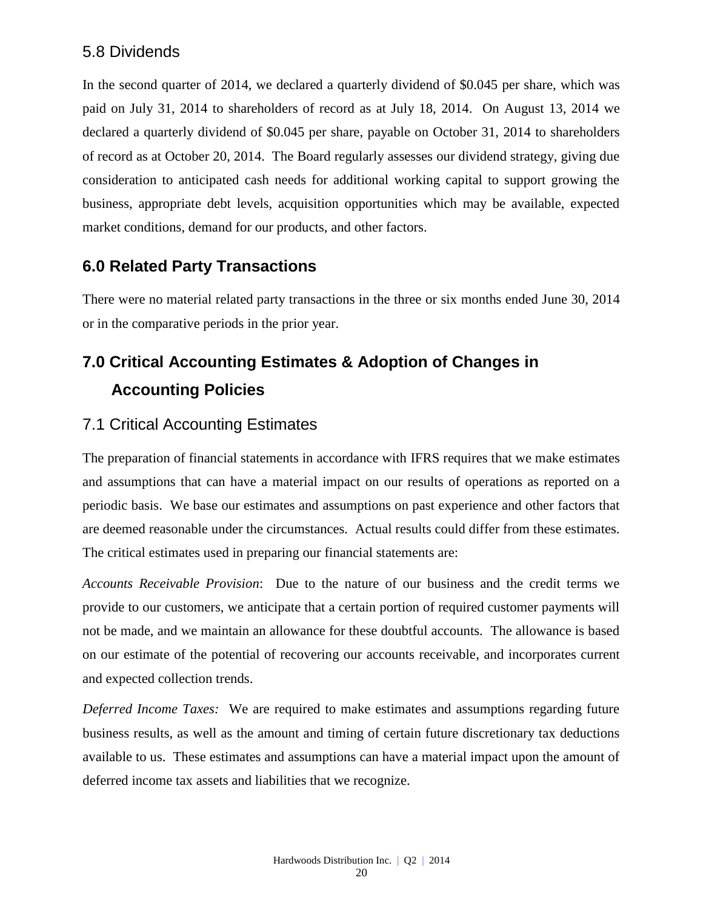## 5.8 Dividends

In the second quarter of 2014, we declared a quarterly dividend of $0.045 per share, which was paid on July 31, 2014 to shareholders of record as at July 18, 2014. On August 13, 2014 we declared a quarterly dividend of $0.045 per share, payable on October 31, 2014 to shareholders of record as at October 20, 2014. The Board regularly assesses our dividend strategy, giving due consideration to anticipated cash needs for additional working capital to support growing the business, appropriate debt levels, acquisition opportunities which may be available, expected market conditions, demand for our products, and other factors.

# 6.0 Related Party Transactions

There were no material related party transactions in the three or six months ended June 30, 2014 or in the comparative periods in the prior year.

# 7.0 Critical Accounting Estimates & Adoption of Changes in Accounting Policies

## 7.1 Critical Accounting Estimates

The preparation of financial statements in accordance with IFRS requires that we make estimates and assumptions that can have a material impact on our results of operations as reported on a periodic basis. We base our estimates and assumptions on past experience and other factors that are deemed reasonable under the circumstances. Actual results could differ from these estimates. The critical estimates used in preparing our financial statements are:

*Accounts Receivable Provision*: Due to the nature of our business and the credit terms we provide to our customers, we anticipate that a certain portion of required customer payments will not be made, and we maintain an allowance for these doubtful accounts. The allowance is based on our estimate of the potential of recovering our accounts receivable, and incorporates current and expected collection trends.

*Deferred Income Taxes:* We are required to make estimates and assumptions regarding future business results, as well as the amount and timing of certain future discretionary tax deductions available to us. These estimates and assumptions can have a material impact upon the amount of deferred income tax assets and liabilities that we recognize.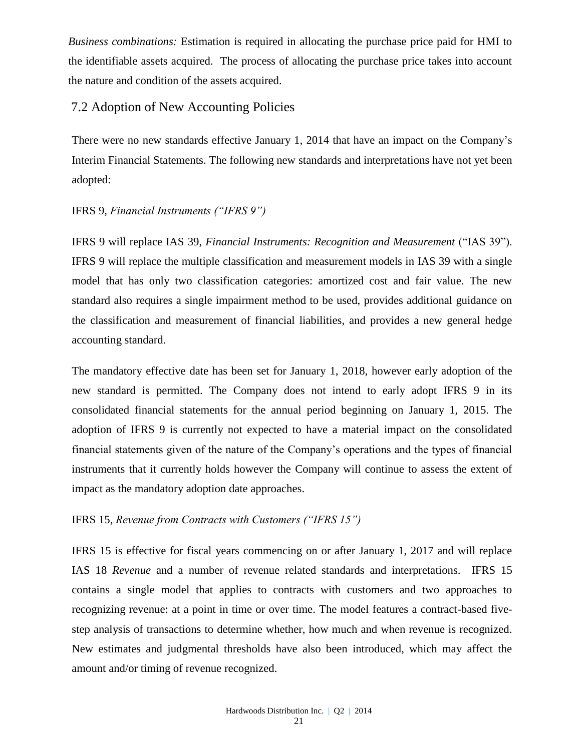*Business combinations:* Estimation is required in allocating the purchase price paid for HMI to the identifiable assets acquired. The process of allocating the purchase price takes into account the nature and condition of the assets acquired.

## 7.2 Adoption of New Accounting Policies

There were no new standards effective January 1, 2014 that have an impact on the Company's Interim Financial Statements. The following new standards and interpretations have not yet been adopted:

IFRS 9, *Financial Instruments ("IFRS 9")*

IFRS 9 will replace IAS 39, *Financial Instruments: Recognition and Measurement* ("IAS 39"). IFRS 9 will replace the multiple classification and measurement models in IAS 39 with a single model that has only two classification categories: amortized cost and fair value. The new standard also requires a single impairment method to be used, provides additional guidance on the classification and measurement of financial liabilities, and provides a new general hedge accounting standard.

The mandatory effective date has been set for January 1, 2018, however early adoption of the new standard is permitted. The Company does not intend to early adopt IFRS 9 in its consolidated financial statements for the annual period beginning on January 1, 2015. The adoption of IFRS 9 is currently not expected to have a material impact on the consolidated financial statements given of the nature of the Company's operations and the types of financial instruments that it currently holds however the Company will continue to assess the extent of impact as the mandatory adoption date approaches.

IFRS 15, *Revenue from Contracts with Customers ("IFRS 15")*

IFRS 15 is effective for fiscal years commencing on or after January 1, 2017 and will replace IAS 18 *Revenue* and a number of revenue related standards and interpretations. IFRS 15 contains a single model that applies to contracts with customers and two approaches to recognizing revenue: at a point in time or over time. The model features a contract-based five-step analysis of transactions to determine whether, how much and when revenue is recognized. New estimates and judgmental thresholds have also been introduced, which may affect the amount and/or timing of revenue recognized.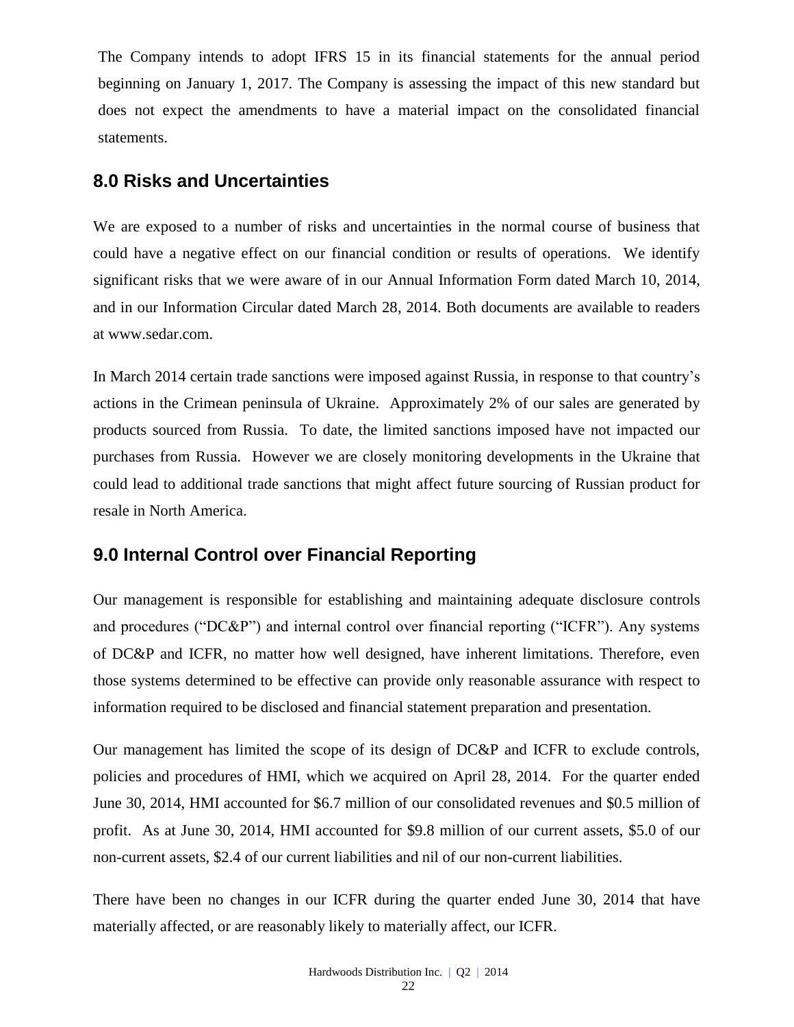The Company intends to adopt IFRS 15 in its financial statements for the annual period beginning on January 1, 2017. The Company is assessing the impact of this new standard but does not expect the amendments to have a material impact on the consolidated financial statements.

## 8.0 Risks and Uncertainties

We are exposed to a number of risks and uncertainties in the normal course of business that could have a negative effect on our financial condition or results of operations. We identify significant risks that we were aware of in our Annual Information Form dated March 10, 2014, and in our Information Circular dated March 28, 2014. Both documents are available to readers at www.sedar.com.

In March 2014 certain trade sanctions were imposed against Russia, in response to that country's actions in the Crimean peninsula of Ukraine. Approximately 2% of our sales are generated by products sourced from Russia. To date, the limited sanctions imposed have not impacted our purchases from Russia. However we are closely monitoring developments in the Ukraine that could lead to additional trade sanctions that might affect future sourcing of Russian product for resale in North America.

## 9.0 Internal Control over Financial Reporting

Our management is responsible for establishing and maintaining adequate disclosure controls and procedures ("DC&P") and internal control over financial reporting ("ICFR"). Any systems of DC&P and ICFR, no matter how well designed, have inherent limitations. Therefore, even those systems determined to be effective can provide only reasonable assurance with respect to information required to be disclosed and financial statement preparation and presentation.

Our management has limited the scope of its design of DC&P and ICFR to exclude controls, policies and procedures of HMI, which we acquired on April 28, 2014. For the quarter ended June 30, 2014, HMI accounted for $6.7 million of our consolidated revenues and $0.5 million of profit. As at June 30, 2014, HMI accounted for $9.8 million of our current assets, $5.0 of our non-current assets, $2.4 of our current liabilities and nil of our non-current liabilities.

There have been no changes in our ICFR during the quarter ended June 30, 2014 that have materially affected, or are reasonably likely to materially affect, our ICFR.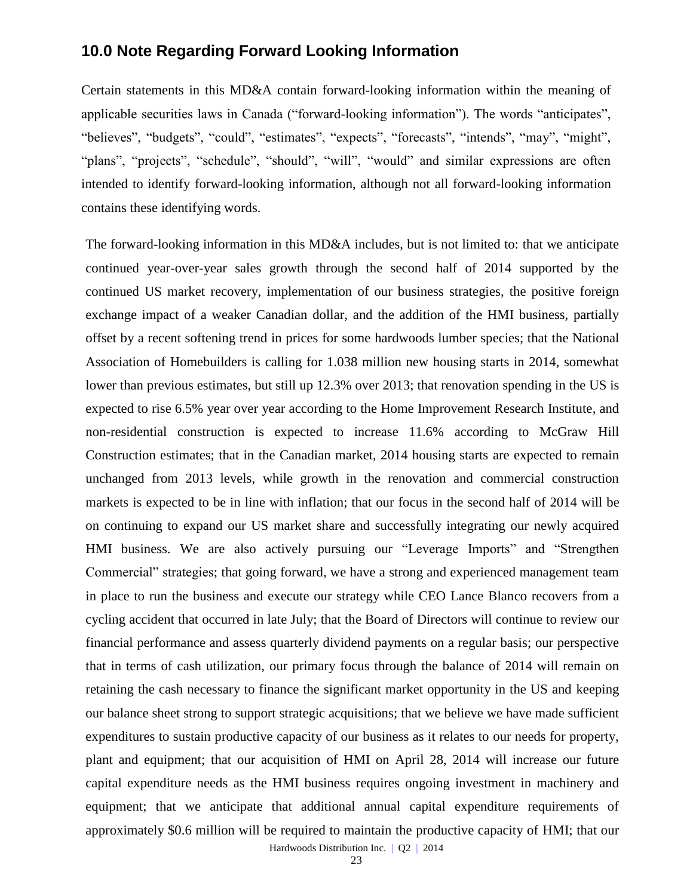## 10.0 Note Regarding Forward Looking Information

Certain statements in this MD&A contain forward-looking information within the meaning of applicable securities laws in Canada ("forward-looking information"). The words "anticipates", "believes", "budgets", "could", "estimates", "expects", "forecasts", "intends", "may", "might", "plans", "projects", "schedule", "should", "will", "would" and similar expressions are often intended to identify forward-looking information, although not all forward-looking information contains these identifying words.

The forward-looking information in this MD&A includes, but is not limited to: that we anticipate continued year-over-year sales growth through the second half of 2014 supported by the continued US market recovery, implementation of our business strategies, the positive foreign exchange impact of a weaker Canadian dollar, and the addition of the HMI business, partially offset by a recent softening trend in prices for some hardwoods lumber species; that the National Association of Homebuilders is calling for 1.038 million new housing starts in 2014, somewhat lower than previous estimates, but still up 12.3% over 2013; that renovation spending in the US is expected to rise 6.5% year over year according to the Home Improvement Research Institute, and non-residential construction is expected to increase 11.6% according to McGraw Hill Construction estimates; that in the Canadian market, 2014 housing starts are expected to remain unchanged from 2013 levels, while growth in the renovation and commercial construction markets is expected to be in line with inflation; that our focus in the second half of 2014 will be on continuing to expand our US market share and successfully integrating our newly acquired HMI business. We are also actively pursuing our "Leverage Imports" and "Strengthen Commercial" strategies; that going forward, we have a strong and experienced management team in place to run the business and execute our strategy while CEO Lance Blanco recovers from a cycling accident that occurred in late July; that the Board of Directors will continue to review our financial performance and assess quarterly dividend payments on a regular basis; our perspective that in terms of cash utilization, our primary focus through the balance of 2014 will remain on retaining the cash necessary to finance the significant market opportunity in the US and keeping our balance sheet strong to support strategic acquisitions; that we believe we have made sufficient expenditures to sustain productive capacity of our business as it relates to our needs for property, plant and equipment; that our acquisition of HMI on April 28, 2014 will increase our future capital expenditure needs as the HMI business requires ongoing investment in machinery and equipment; that we anticipate that additional annual capital expenditure requirements of approximately $0.6 million will be required to maintain the productive capacity of HMI; that our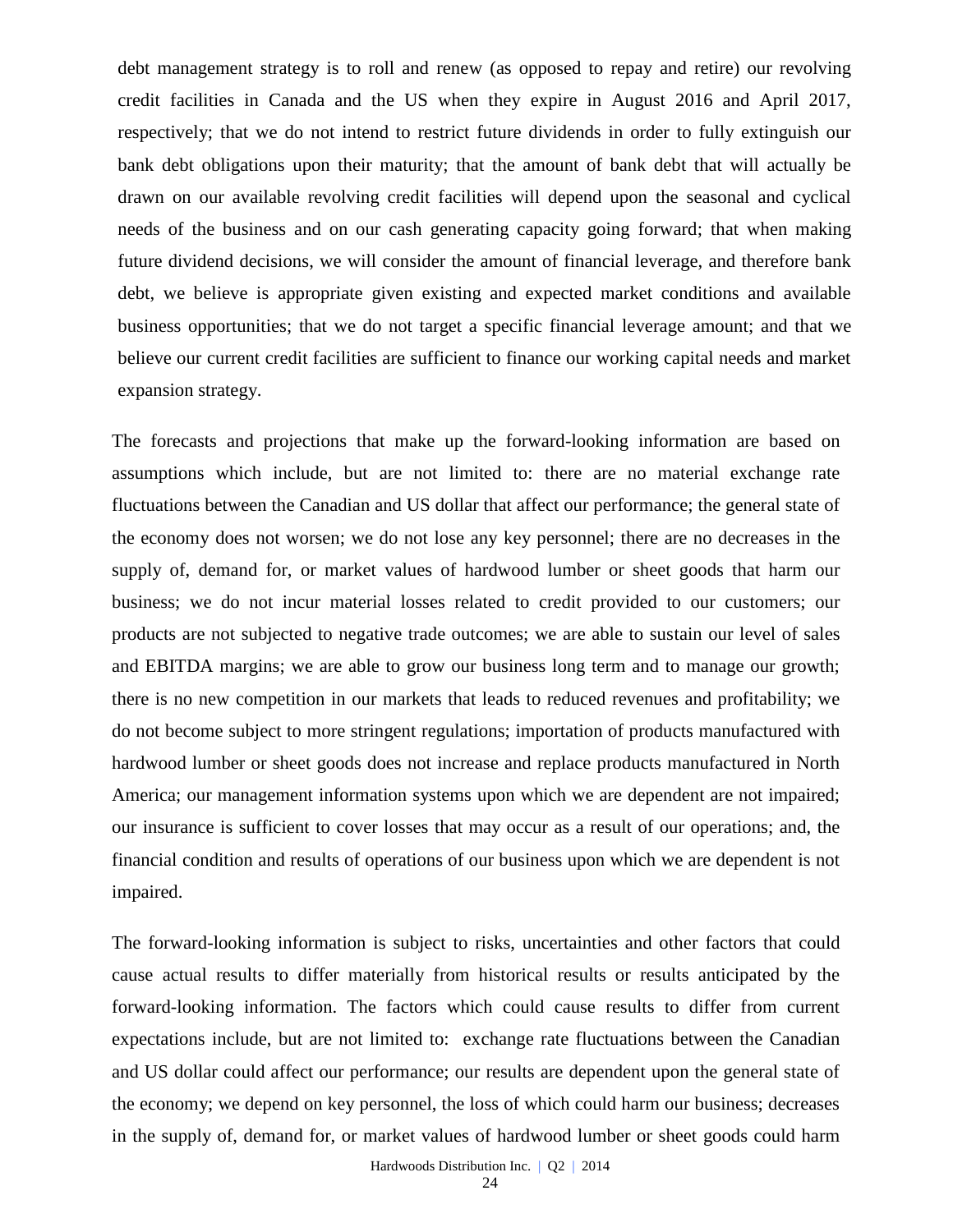debt management strategy is to roll and renew (as opposed to repay and retire) our revolving credit facilities in Canada and the US when they expire in August 2016 and April 2017, respectively; that we do not intend to restrict future dividends in order to fully extinguish our bank debt obligations upon their maturity; that the amount of bank debt that will actually be drawn on our available revolving credit facilities will depend upon the seasonal and cyclical needs of the business and on our cash generating capacity going forward; that when making future dividend decisions, we will consider the amount of financial leverage, and therefore bank debt, we believe is appropriate given existing and expected market conditions and available business opportunities; that we do not target a specific financial leverage amount; and that we believe our current credit facilities are sufficient to finance our working capital needs and market expansion strategy.

The forecasts and projections that make up the forward-looking information are based on assumptions which include, but are not limited to: there are no material exchange rate fluctuations between the Canadian and US dollar that affect our performance; the general state of the economy does not worsen; we do not lose any key personnel; there are no decreases in the supply of, demand for, or market values of hardwood lumber or sheet goods that harm our business; we do not incur material losses related to credit provided to our customers; our products are not subjected to negative trade outcomes; we are able to sustain our level of sales and EBITDA margins; we are able to grow our business long term and to manage our growth; there is no new competition in our markets that leads to reduced revenues and profitability; we do not become subject to more stringent regulations; importation of products manufactured with hardwood lumber or sheet goods does not increase and replace products manufactured in North America; our management information systems upon which we are dependent are not impaired; our insurance is sufficient to cover losses that may occur as a result of our operations; and, the financial condition and results of operations of our business upon which we are dependent is not impaired.

The forward-looking information is subject to risks, uncertainties and other factors that could cause actual results to differ materially from historical results or results anticipated by the forward-looking information. The factors which could cause results to differ from current expectations include, but are not limited to: exchange rate fluctuations between the Canadian and US dollar could affect our performance; our results are dependent upon the general state of the economy; we depend on key personnel, the loss of which could harm our business; decreases in the supply of, demand for, or market values of hardwood lumber or sheet goods could harm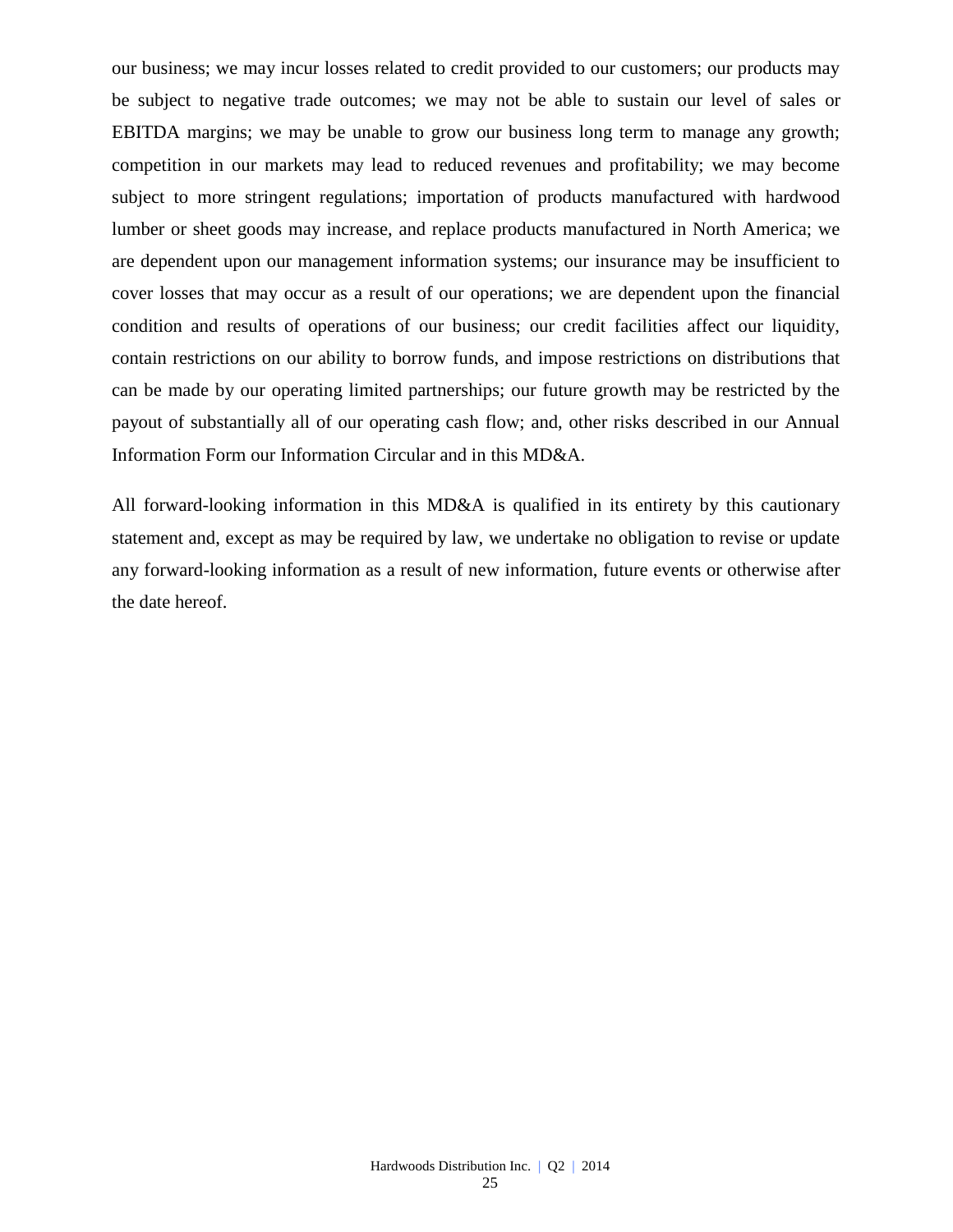our business; we may incur losses related to credit provided to our customers; our products may be subject to negative trade outcomes; we may not be able to sustain our level of sales or EBITDA margins; we may be unable to grow our business long term to manage any growth; competition in our markets may lead to reduced revenues and profitability; we may become subject to more stringent regulations; importation of products manufactured with hardwood lumber or sheet goods may increase, and replace products manufactured in North America; we are dependent upon our management information systems; our insurance may be insufficient to cover losses that may occur as a result of our operations; we are dependent upon the financial condition and results of operations of our business; our credit facilities affect our liquidity, contain restrictions on our ability to borrow funds, and impose restrictions on distributions that can be made by our operating limited partnerships; our future growth may be restricted by the payout of substantially all of our operating cash flow; and, other risks described in our Annual Information Form our Information Circular and in this MD&A.

All forward-looking information in this MD&A is qualified in its entirety by this cautionary statement and, except as may be required by law, we undertake no obligation to revise or update any forward-looking information as a result of new information, future events or otherwise after the date hereof.